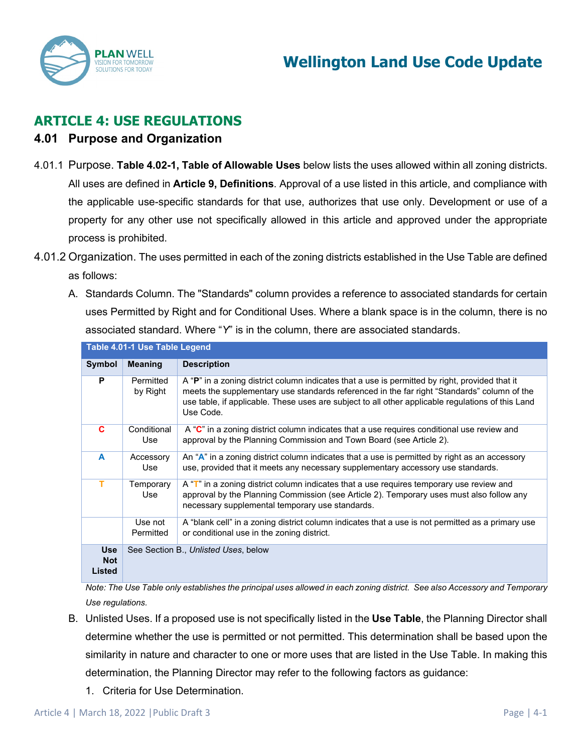# ARTICLE 4: USE REGULATIONS

## 4.01 Purpose and Organization

4.01.1 Purpose. **Table 4.02-1, Table of Allowable Uses** below lists the uses allowed within all zoning districts. All uses are defined in **Article 9, Definitions**. Approval of a use listed in this article, and compliance with the applicable use-specific standards for that use, authorizes that use only. Development or use of a property for any other use not specifically allowed in this article and approved under the appropriate process is prohibited.

4.01.2 Organization. The uses permitted in each of the zoning districts established in the Use Table are defined as follows:

A. Standards Column. The "Standards" column provides a reference to associated standards for certain uses Permitted by Right and for Conditional Uses. Where a blank space is in the column, there is no associated standard. Where "*Y*" is in the column, there are associated standards.

**Table 4.01-1 Use Table Legend**

| Symbol | Meaning | Description |
|---|---|---|
| **P** | Permitted by Right | A "**P**" in a zoning district column indicates that a use is permitted by right, provided that it meets the supplementary use standards referenced in the far right "Standards" column of the use table, if applicable. These uses are subject to all other applicable regulations of this Land Use Code. |
| **C** | Conditional Use | A "**C**" in a zoning district column indicates that a use requires conditional use review and approval by the Planning Commission and Town Board (see Article 2). |
| **A** | Accessory Use | An "**A**" in a zoning district column indicates that a use is permitted by right as an accessory use, provided that it meets any necessary supplementary accessory use standards. |
| **T** | Temporary Use | A "**T**" in a zoning district column indicates that a use requires temporary use review and approval by the Planning Commission (see Article 2). Temporary uses must also follow any necessary supplemental temporary use standards. |
| | Use not Permitted | A "blank cell" in a zoning district column indicates that a use is not permitted as a primary use or conditional use in the zoning district. |
| **Use Not Listed** | See Section B., *Unlisted Uses*, below | |

*Note: The Use Table only establishes the principal uses allowed in each zoning district. See also Accessory and Temporary Use regulations.*

B. Unlisted Uses. If a proposed use is not specifically listed in the **Use Table**, the Planning Director shall determine whether the use is permitted or not permitted. This determination shall be based upon the similarity in nature and character to one or more uses that are listed in the Use Table. In making this determination, the Planning Director may refer to the following factors as guidance:

1. Criteria for Use Determination.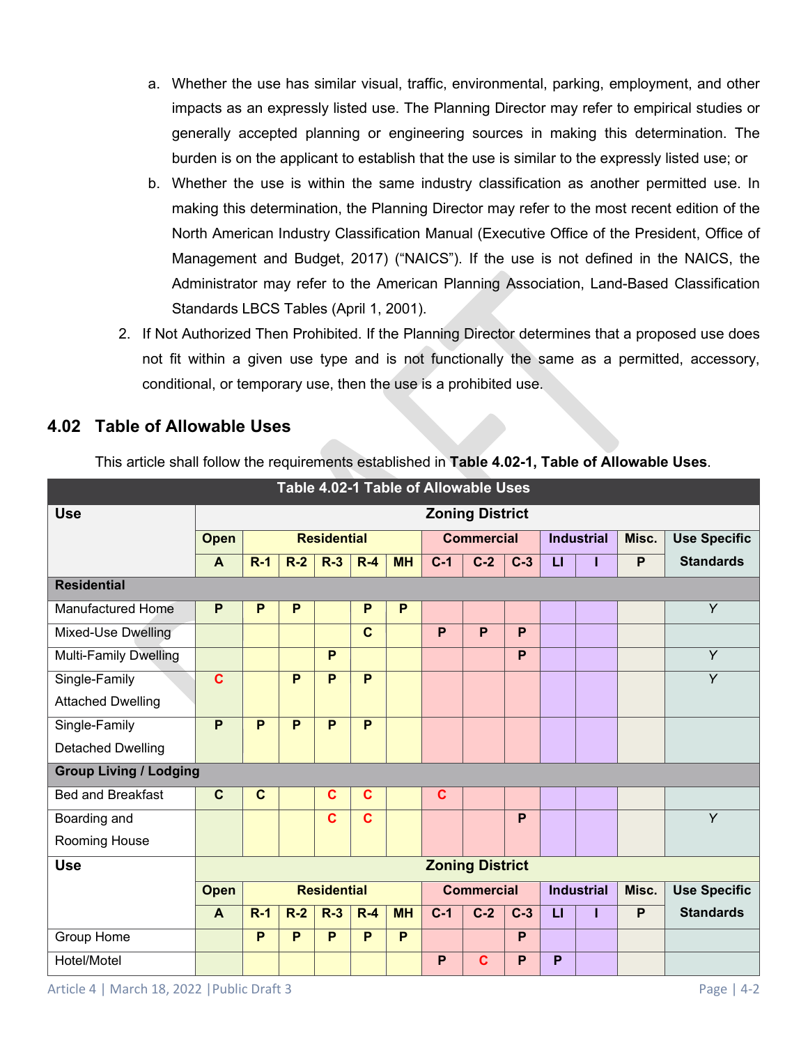a. Whether the use has similar visual, traffic, environmental, parking, employment, and other impacts as an expressly listed use. The Planning Director may refer to empirical studies or generally accepted planning or engineering sources in making this determination. The burden is on the applicant to establish that the use is similar to the expressly listed use; or

b. Whether the use is within the same industry classification as another permitted use. In making this determination, the Planning Director may refer to the most recent edition of the North American Industry Classification Manual (Executive Office of the President, Office of Management and Budget, 2017) ("NAICS"). If the use is not defined in the NAICS, the Administrator may refer to the American Planning Association, Land-Based Classification Standards LBCS Tables (April 1, 2001).

2. If Not Authorized Then Prohibited. If the Planning Director determines that a proposed use does not fit within a given use type and is not functionally the same as a permitted, accessory, conditional, or temporary use, then the use is a prohibited use.

## 4.02 Table of Allowable Uses

This article shall follow the requirements established in **Table 4.02-1, Table of Allowable Uses**.

**Table 4.02-1 Table of Allowable Uses**

| Use | Zoning District | | | | | | | | | | | | |
|---|---|---|---|---|---|---|---|---|---|---|---|---|---|
| | Open | Residential | | | | | Commercial | | | Industrial | | Misc. | Use Specific Standards |
| | A | R-1 | R-2 | R-3 | R-4 | MH | C-1 | C-2 | C-3 | LI | I | P | |
| **Residential** | | | | | | | | | | | | | |
| Manufactured Home | P | P | P | | P | P | | | | | | | Y |
| Mixed-Use Dwelling | | | | | C | | P | P | P | | | | |
| Multi-Family Dwelling | | | | P | | | | | P | | | | Y |
| Single-Family Attached Dwelling | C | | P | P | P | | | | | | | | Y |
| Single-Family Detached Dwelling | P | P | P | P | P | | | | | | | | |
| **Group Living / Lodging** | | | | | | | | | | | | | |
| Bed and Breakfast | C | C | | C | C | | C | | | | | | |
| Boarding and Rooming House | | | | C | C | | | | P | | | | Y |
| Group Home | | P | P | P | P | P | | | P | | | | |
| Hotel/Motel | | | | | | | P | C | P | P | | | |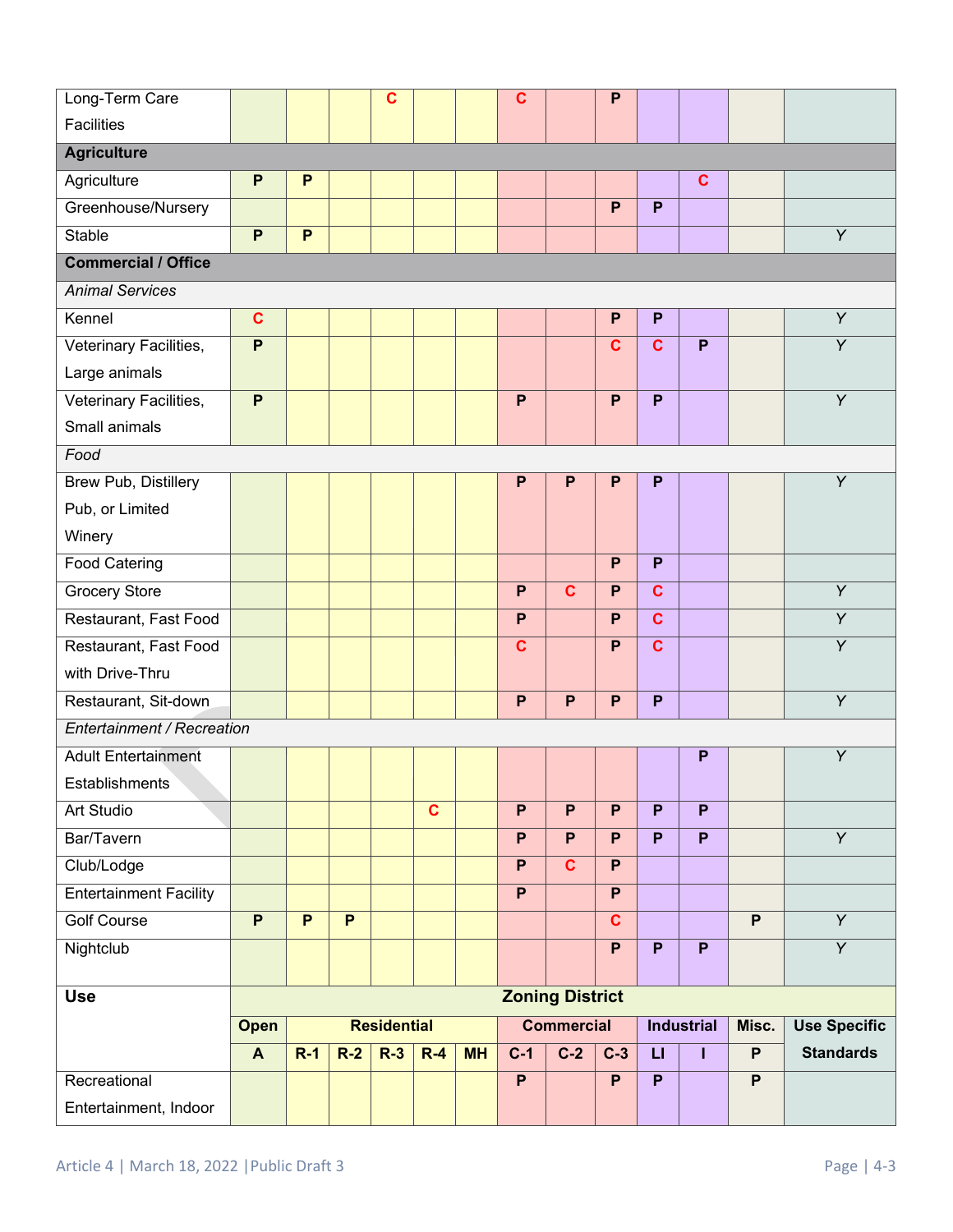| Use | Zoning District | | | | | | | | | | | | |
|---|---|---|---|---|---|---|---|---|---|---|---|---|---|
| | Open | Residential | | | | | Commercial | | | Industrial | | Misc. | Use Specific Standards |
| | A | R-1 | R-2 | R-3 | R-4 | MH | C-1 | C-2 | C-3 | LI | I | P | |
| Long-Term Care Facilities | | | | C | | | C | | P | | | | |
| **Agriculture** | | | | | | | | | | | | | |
| Agriculture | P | P | | | | | | | | | C | | |
| Greenhouse/Nursery | | | | | | | | | P | P | | | |
| Stable | P | P | | | | | | | | | | | Y |
| **Commercial / Office** | | | | | | | | | | | | | |
| *Animal Services* | | | | | | | | | | | | | |
| Kennel | C | | | | | | | | P | P | | | Y |
| Veterinary Facilities, Large animals | P | | | | | | | | C | C | P | | Y |
| Veterinary Facilities, Small animals | P | | | | | | P | | P | P | | | Y |
| *Food* | | | | | | | | | | | | | |
| Brew Pub, Distillery Pub, or Limited Winery | | | | | | | P | P | P | P | | | Y |
| Food Catering | | | | | | | | | P | P | | | |
| Grocery Store | | | | | | | P | C | P | C | | | Y |
| Restaurant, Fast Food | | | | | | | P | | P | C | | | Y |
| Restaurant, Fast Food with Drive-Thru | | | | | | | C | | P | C | | | Y |
| Restaurant, Sit-down | | | | | | | P | P | P | P | | | Y |
| *Entertainment / Recreation* | | | | | | | | | | | | | |
| Adult Entertainment Establishments | | | | | | | | | | | P | | Y |
| Art Studio | | | | | C | | P | P | P | P | P | | |
| Bar/Tavern | | | | | | | P | P | P | P | P | | Y |
| Club/Lodge | | | | | | | P | C | P | | | | |
| Entertainment Facility | | | | | | | P | | P | | | | |
| Golf Course | P | P | P | | | | | | C | | | P | Y |
| Nightclub | | | | | | | | | P | P | P | | Y |
| Recreational Entertainment, Indoor | | | | | | | P | | P | P | | P | |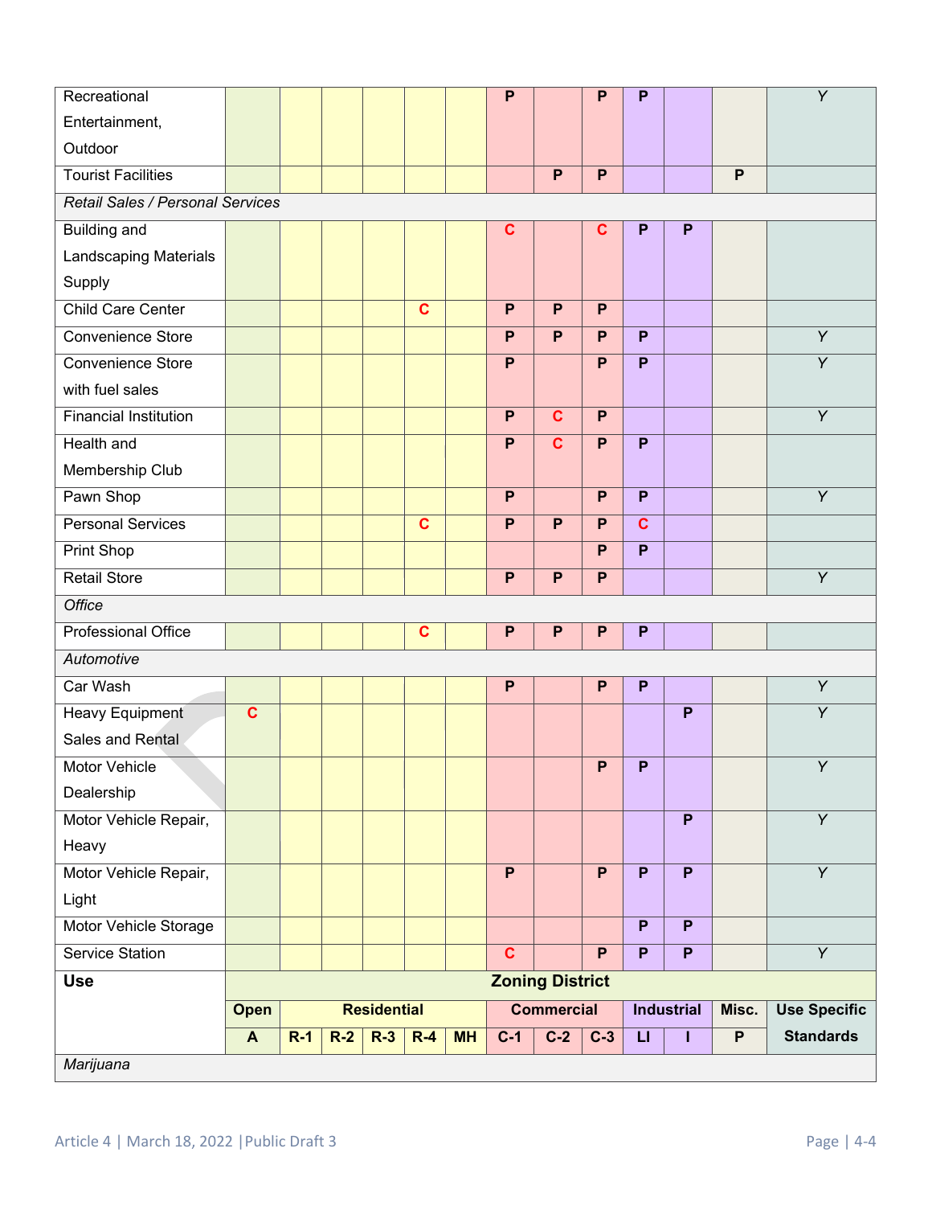| Use | Zoning District | | | | | | | | | | | | |
|---|---|---|---|---|---|---|---|---|---|---|---|---|---|
| | Open | Residential | | | | | Commercial | | | Industrial | | Misc. | Use Specific Standards |
| | A | R-1 | R-2 | R-3 | R-4 | MH | C-1 | C-2 | C-3 | LI | I | P | |
| Recreational Entertainment, Outdoor | | | | | | | P | | P | P | | | Y |
| Tourist Facilities | | | | | | | | P | P | | | P | |
| *Retail Sales / Personal Services* | | | | | | | | | | | | | |
| Building and Landscaping Materials Supply | | | | | | | C | | C | P | P | | |
| Child Care Center | | | | | C | | P | P | P | | | | |
| Convenience Store | | | | | | | P | P | P | P | | | Y |
| Convenience Store with fuel sales | | | | | | | P | | P | P | | | Y |
| Financial Institution | | | | | | | P | C | P | | | | Y |
| Health and Membership Club | | | | | | | P | C | P | P | | | |
| Pawn Shop | | | | | | | P | | P | P | | | Y |
| Personal Services | | | | | C | | P | P | P | C | | | |
| Print Shop | | | | | | | | | P | P | | | |
| Retail Store | | | | | | | P | P | P | | | | Y |
| *Office* | | | | | | | | | | | | | |
| Professional Office | | | | | C | | P | P | P | P | | | |
| *Automotive* | | | | | | | | | | | | | |
| Car Wash | | | | | | | P | | P | P | | | Y |
| Heavy Equipment Sales and Rental | C | | | | | | | | | | P | | Y |
| Motor Vehicle Dealership | | | | | | | | | P | P | | | Y |
| Motor Vehicle Repair, Heavy | | | | | | | | | | | P | | Y |
| Motor Vehicle Repair, Light | | | | | | | P | | P | P | P | | Y |
| Motor Vehicle Storage | | | | | | | | | | P | P | | |
| Service Station | | | | | | | C | | P | P | P | | Y |
| *Marijuana* | | | | | | | | | | | | | |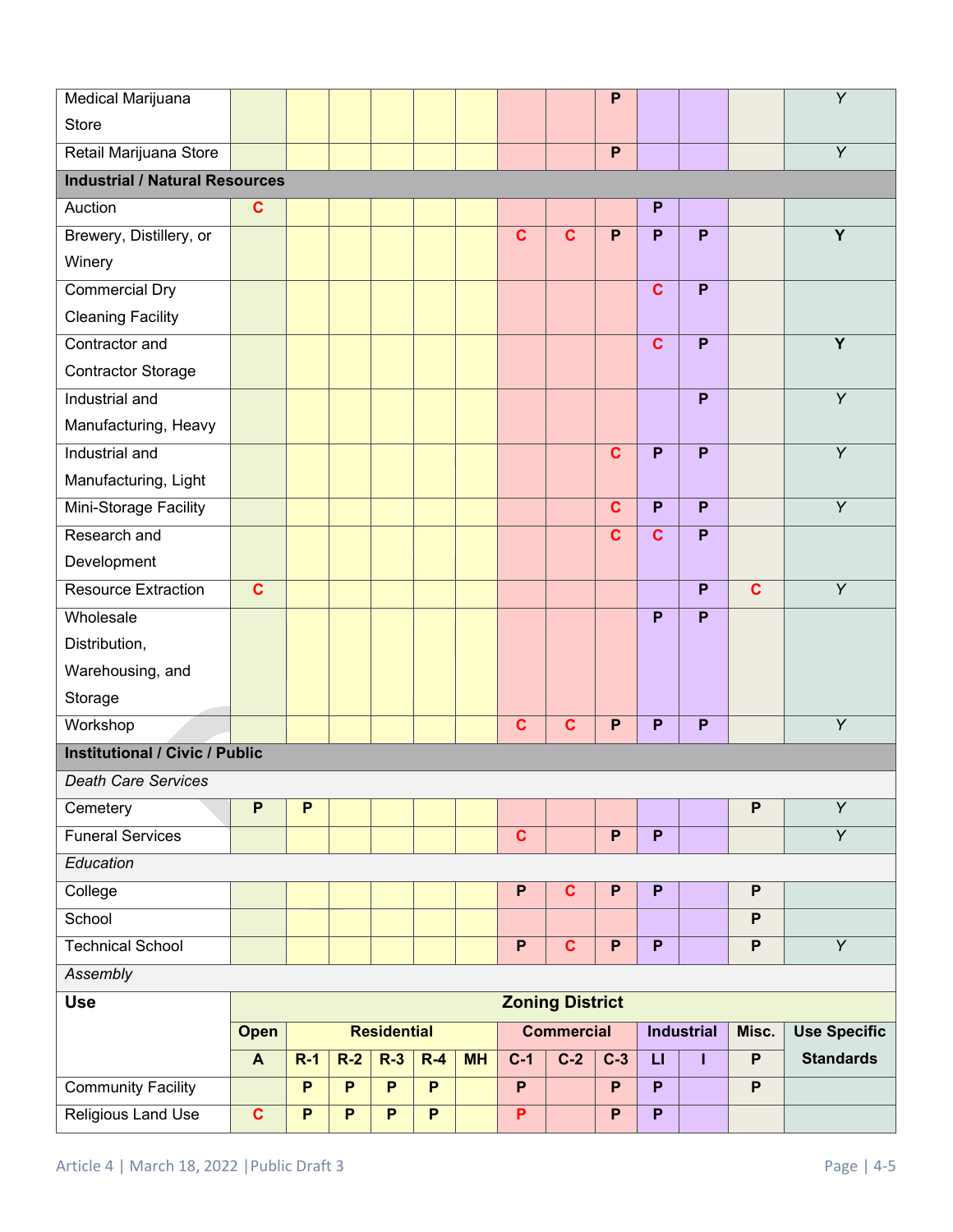| Use | Open | Residential | | | | | Commercial | | | Industrial | | Misc. | Use Specific Standards |
|---|---|---|---|---|---|---|---|---|---|---|---|---|---|
| | A | R-1 | R-2 | R-3 | R-4 | MH | C-1 | C-2 | C-3 | LI | I | P | |
| Medical Marijuana Store | | | | | | | | | P | | | | Y |
| Retail Marijuana Store | | | | | | | | | P | | | | Y |
| **Industrial / Natural Resources** | | | | | | | | | | | | | |
| Auction | C | | | | | | | | | P | | | |
| Brewery, Distillery, or Winery | | | | | | | C | C | P | P | P | | Y |
| Commercial Dry Cleaning Facility | | | | | | | | | | C | P | | |
| Contractor and Contractor Storage | | | | | | | | | | C | P | | Y |
| Industrial and Manufacturing, Heavy | | | | | | | | | | | P | | Y |
| Industrial and Manufacturing, Light | | | | | | | | | C | P | P | | Y |
| Mini-Storage Facility | | | | | | | | | C | P | P | | Y |
| Research and Development | | | | | | | | | C | C | P | | |
| Resource Extraction | C | | | | | | | | | | P | C | Y |
| Wholesale Distribution, Warehousing, and Storage | | | | | | | | | | P | P | | |
| Workshop | | | | | | | C | C | P | P | P | | Y |
| **Institutional / Civic / Public** | | | | | | | | | | | | | |
| *Death Care Services* | | | | | | | | | | | | | |
| Cemetery | P | P | | | | | | | | | | P | Y |
| Funeral Services | | | | | | | C | | P | P | | | Y |
| *Education* | | | | | | | | | | | | | |
| College | | | | | | | P | C | P | P | | P | |
| School | | | | | | | | | | | | P | |
| Technical School | | | | | | | P | C | P | P | | P | Y |
| *Assembly* | | | | | | | | | | | | | |
| Community Facility | | P | P | P | P | | P | | P | P | | P | |
| Religious Land Use | C | P | P | P | P | | P | | P | P | | | |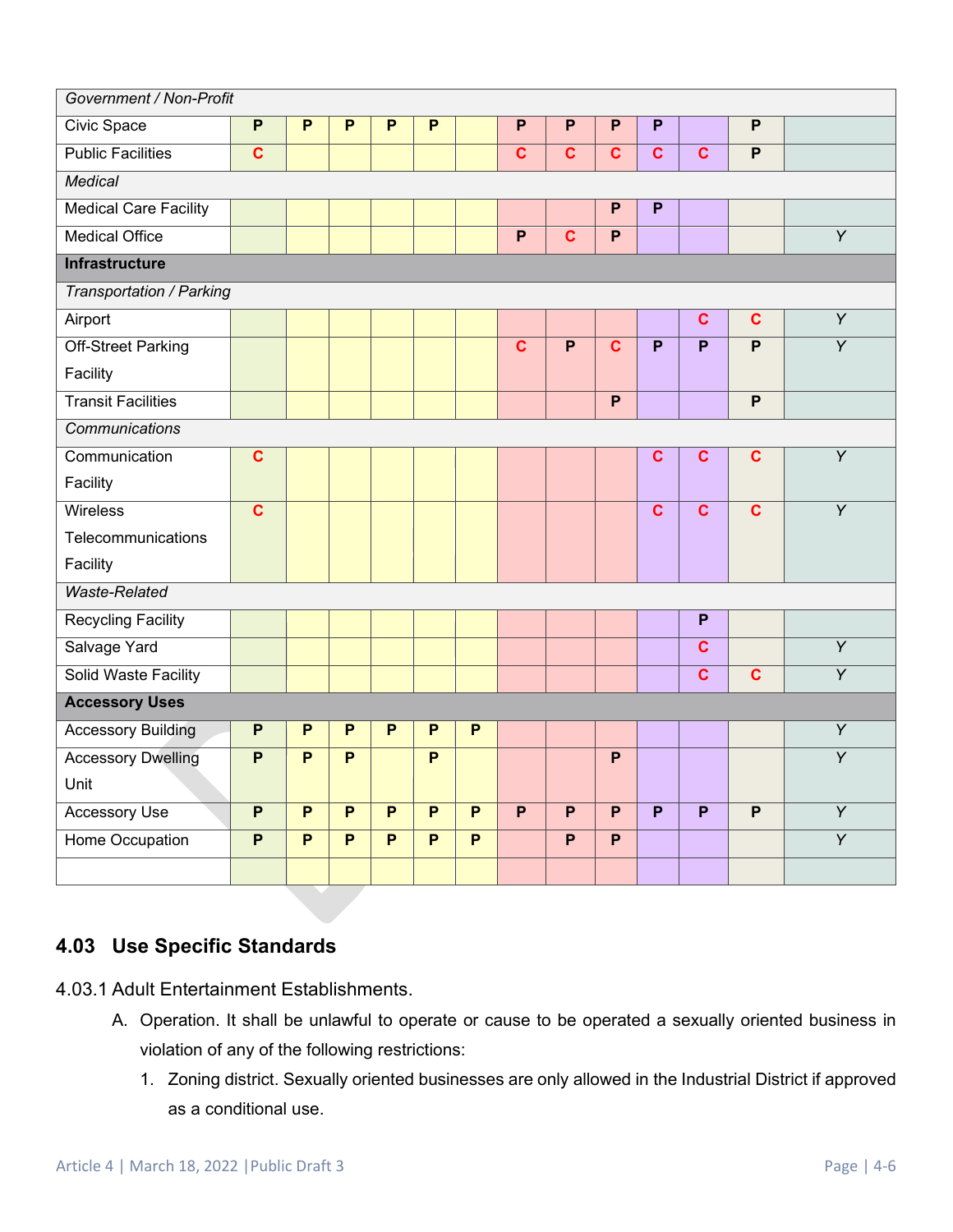| | | | | | | | | | | | | | |
|---|---|---|---|---|---|---|---|---|---|---|---|---|---|
| *Government / Non-Profit* | | | | | | | | | | | | | |
| Civic Space | P | P | P | P | P | | P | P | P | P | | P | |
| Public Facilities | C | | | | | | C | C | C | C | C | P | |
| *Medical* | | | | | | | | | | | | | |
| Medical Care Facility | | | | | | | | | P | P | | | |
| Medical Office | | | | | | | P | C | P | | | | Y |
| **Infrastructure** | | | | | | | | | | | | | |
| *Transportation / Parking* | | | | | | | | | | | | | |
| Airport | | | | | | | | | | | C | C | Y |
| Off-Street Parking Facility | | | | | | | C | P | C | P | P | P | Y |
| Transit Facilities | | | | | | | | | P | | | P | |
| *Communications* | | | | | | | | | | | | | |
| Communication Facility | C | | | | | | | | | C | C | C | Y |
| Wireless Telecommunications Facility | C | | | | | | | | | C | C | C | Y |
| *Waste-Related* | | | | | | | | | | | | | |
| Recycling Facility | | | | | | | | | | | P | | |
| Salvage Yard | | | | | | | | | | | C | | Y |
| Solid Waste Facility | | | | | | | | | | | C | C | Y |
| **Accessory Uses** | | | | | | | | | | | | | |
| Accessory Building | P | P | P | P | P | P | | | | | | | Y |
| Accessory Dwelling Unit | P | P | P | | P | | | | P | | | | Y |
| Accessory Use | P | P | P | P | P | P | P | P | P | P | P | P | Y |
| Home Occupation | P | P | P | P | P | P | | P | P | | | | Y |
| | | | | | | | | | | | | | |

## 4.03 Use Specific Standards

4.03.1 Adult Entertainment Establishments.

A. Operation. It shall be unlawful to operate or cause to be operated a sexually oriented business in violation of any of the following restrictions:

1. Zoning district. Sexually oriented businesses are only allowed in the Industrial District if approved as a conditional use.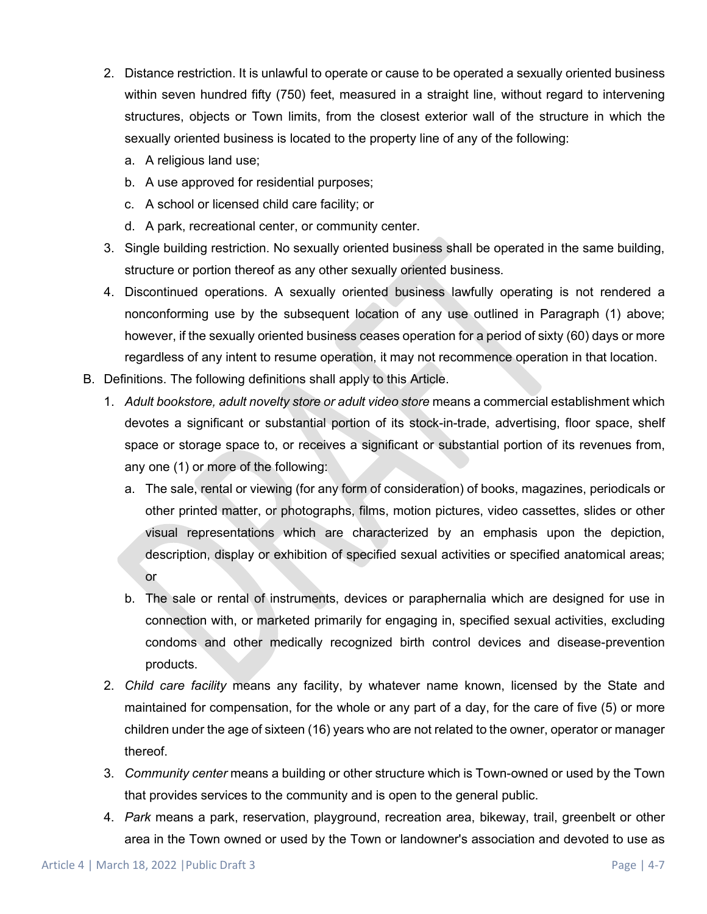2. Distance restriction. It is unlawful to operate or cause to be operated a sexually oriented business within seven hundred fifty (750) feet, measured in a straight line, without regard to intervening structures, objects or Town limits, from the closest exterior wall of the structure in which the sexually oriented business is located to the property line of any of the following:
   a. A religious land use;
   b. A use approved for residential purposes;
   c. A school or licensed child care facility; or
   d. A park, recreational center, or community center.
3. Single building restriction. No sexually oriented business shall be operated in the same building, structure or portion thereof as any other sexually oriented business.
4. Discontinued operations. A sexually oriented business lawfully operating is not rendered a nonconforming use by the subsequent location of any use outlined in Paragraph (1) above; however, if the sexually oriented business ceases operation for a period of sixty (60) days or more regardless of any intent to resume operation, it may not recommence operation in that location.

B. Definitions. The following definitions shall apply to this Article.
   1. *Adult bookstore, adult novelty store or adult video store* means a commercial establishment which devotes a significant or substantial portion of its stock-in-trade, advertising, floor space, shelf space or storage space to, or receives a significant or substantial portion of its revenues from, any one (1) or more of the following:
      a. The sale, rental or viewing (for any form of consideration) of books, magazines, periodicals or other printed matter, or photographs, films, motion pictures, video cassettes, slides or other visual representations which are characterized by an emphasis upon the depiction, description, display or exhibition of specified sexual activities or specified anatomical areas; or
      b. The sale or rental of instruments, devices or paraphernalia which are designed for use in connection with, or marketed primarily for engaging in, specified sexual activities, excluding condoms and other medically recognized birth control devices and disease-prevention products.
   2. *Child care facility* means any facility, by whatever name known, licensed by the State and maintained for compensation, for the whole or any part of a day, for the care of five (5) or more children under the age of sixteen (16) years who are not related to the owner, operator or manager thereof.
   3. *Community center* means a building or other structure which is Town-owned or used by the Town that provides services to the community and is open to the general public.
   4. *Park* means a park, reservation, playground, recreation area, bikeway, trail, greenbelt or other area in the Town owned or used by the Town or landowner's association and devoted to use as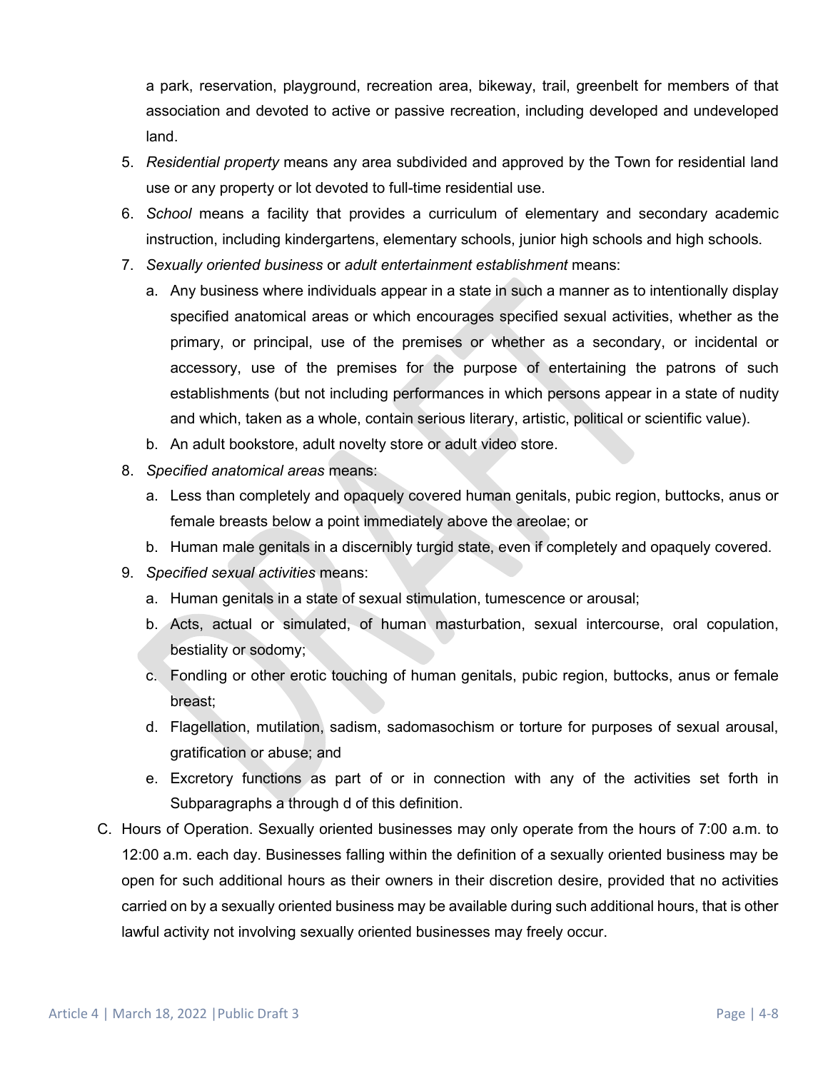a park, reservation, playground, recreation area, bikeway, trail, greenbelt for members of that association and devoted to active or passive recreation, including developed and undeveloped land.

5. *Residential property* means any area subdivided and approved by the Town for residential land use or any property or lot devoted to full-time residential use.
6. *School* means a facility that provides a curriculum of elementary and secondary academic instruction, including kindergartens, elementary schools, junior high schools and high schools.
7. *Sexually oriented business* or *adult entertainment establishment* means:
   a. Any business where individuals appear in a state in such a manner as to intentionally display specified anatomical areas or which encourages specified sexual activities, whether as the primary, or principal, use of the premises or whether as a secondary, or incidental or accessory, use of the premises for the purpose of entertaining the patrons of such establishments (but not including performances in which persons appear in a state of nudity and which, taken as a whole, contain serious literary, artistic, political or scientific value).
   b. An adult bookstore, adult novelty store or adult video store.
8. *Specified anatomical areas* means:
   a. Less than completely and opaquely covered human genitals, pubic region, buttocks, anus or female breasts below a point immediately above the areolae; or
   b. Human male genitals in a discernibly turgid state, even if completely and opaquely covered.
9. *Specified sexual activities* means:
   a. Human genitals in a state of sexual stimulation, tumescence or arousal;
   b. Acts, actual or simulated, of human masturbation, sexual intercourse, oral copulation, bestiality or sodomy;
   c. Fondling or other erotic touching of human genitals, pubic region, buttocks, anus or female breast;
   d. Flagellation, mutilation, sadism, sadomasochism or torture for purposes of sexual arousal, gratification or abuse; and
   e. Excretory functions as part of or in connection with any of the activities set forth in Subparagraphs a through d of this definition.

C. Hours of Operation. Sexually oriented businesses may only operate from the hours of 7:00 a.m. to 12:00 a.m. each day. Businesses falling within the definition of a sexually oriented business may be open for such additional hours as their owners in their discretion desire, provided that no activities carried on by a sexually oriented business may be available during such additional hours, that is other lawful activity not involving sexually oriented businesses may freely occur.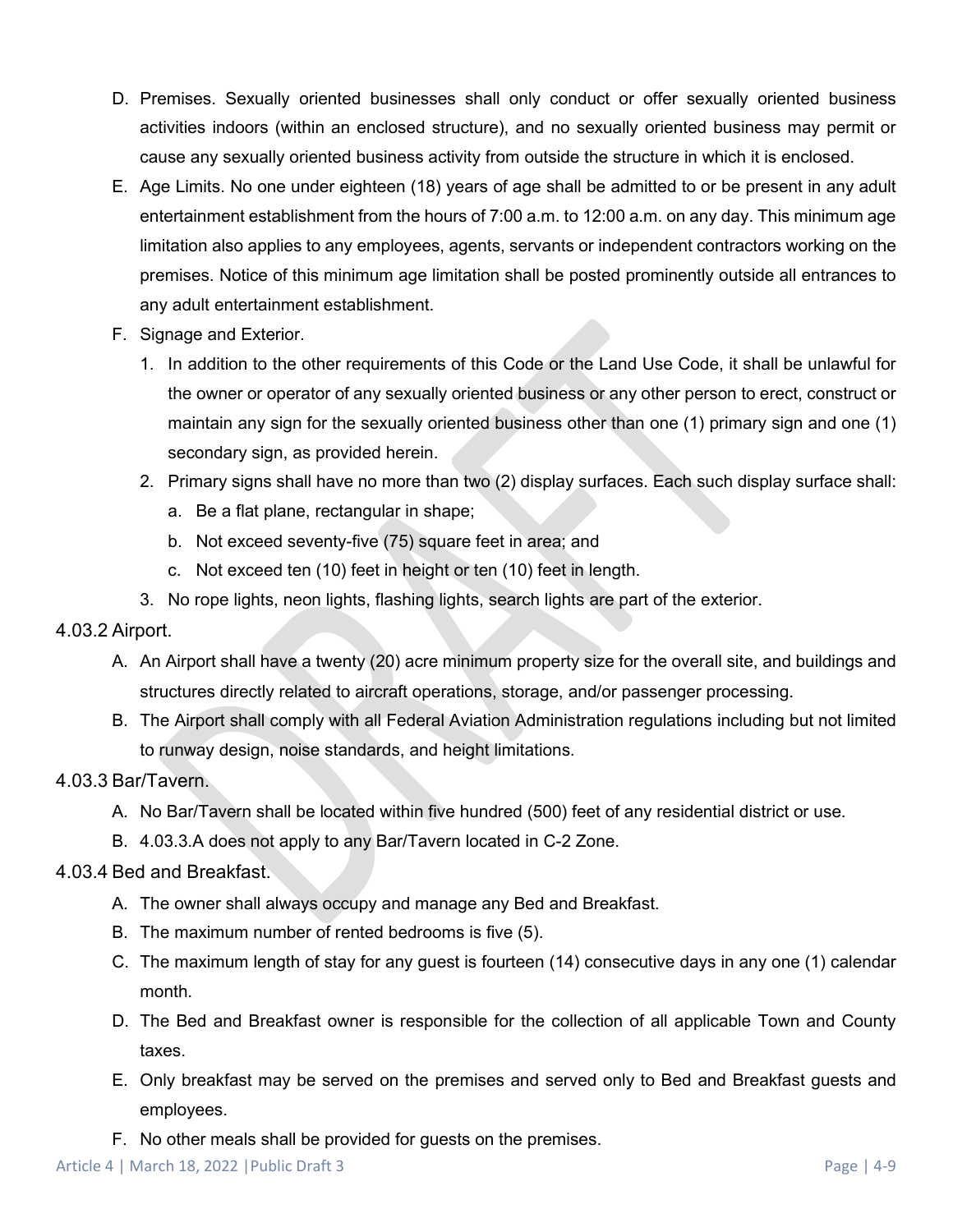D. Premises. Sexually oriented businesses shall only conduct or offer sexually oriented business activities indoors (within an enclosed structure), and no sexually oriented business may permit or cause any sexually oriented business activity from outside the structure in which it is enclosed.

E. Age Limits. No one under eighteen (18) years of age shall be admitted to or be present in any adult entertainment establishment from the hours of 7:00 a.m. to 12:00 a.m. on any day. This minimum age limitation also applies to any employees, agents, servants or independent contractors working on the premises. Notice of this minimum age limitation shall be posted prominently outside all entrances to any adult entertainment establishment.

F. Signage and Exterior.

1. In addition to the other requirements of this Code or the Land Use Code, it shall be unlawful for the owner or operator of any sexually oriented business or any other person to erect, construct or maintain any sign for the sexually oriented business other than one (1) primary sign and one (1) secondary sign, as provided herein.
2. Primary signs shall have no more than two (2) display surfaces. Each such display surface shall:
   a. Be a flat plane, rectangular in shape;
   b. Not exceed seventy-five (75) square feet in area; and
   c. Not exceed ten (10) feet in height or ten (10) feet in length.
3. No rope lights, neon lights, flashing lights, search lights are part of the exterior.

### 4.03.2 Airport.

A. An Airport shall have a twenty (20) acre minimum property size for the overall site, and buildings and structures directly related to aircraft operations, storage, and/or passenger processing.

B. The Airport shall comply with all Federal Aviation Administration regulations including but not limited to runway design, noise standards, and height limitations.

### 4.03.3 Bar/Tavern.

A. No Bar/Tavern shall be located within five hundred (500) feet of any residential district or use.

B. 4.03.3.A does not apply to any Bar/Tavern located in C-2 Zone.

### 4.03.4 Bed and Breakfast.

A. The owner shall always occupy and manage any Bed and Breakfast.

B. The maximum number of rented bedrooms is five (5).

C. The maximum length of stay for any guest is fourteen (14) consecutive days in any one (1) calendar month.

D. The Bed and Breakfast owner is responsible for the collection of all applicable Town and County taxes.

E. Only breakfast may be served on the premises and served only to Bed and Breakfast guests and employees.

F. No other meals shall be provided for guests on the premises.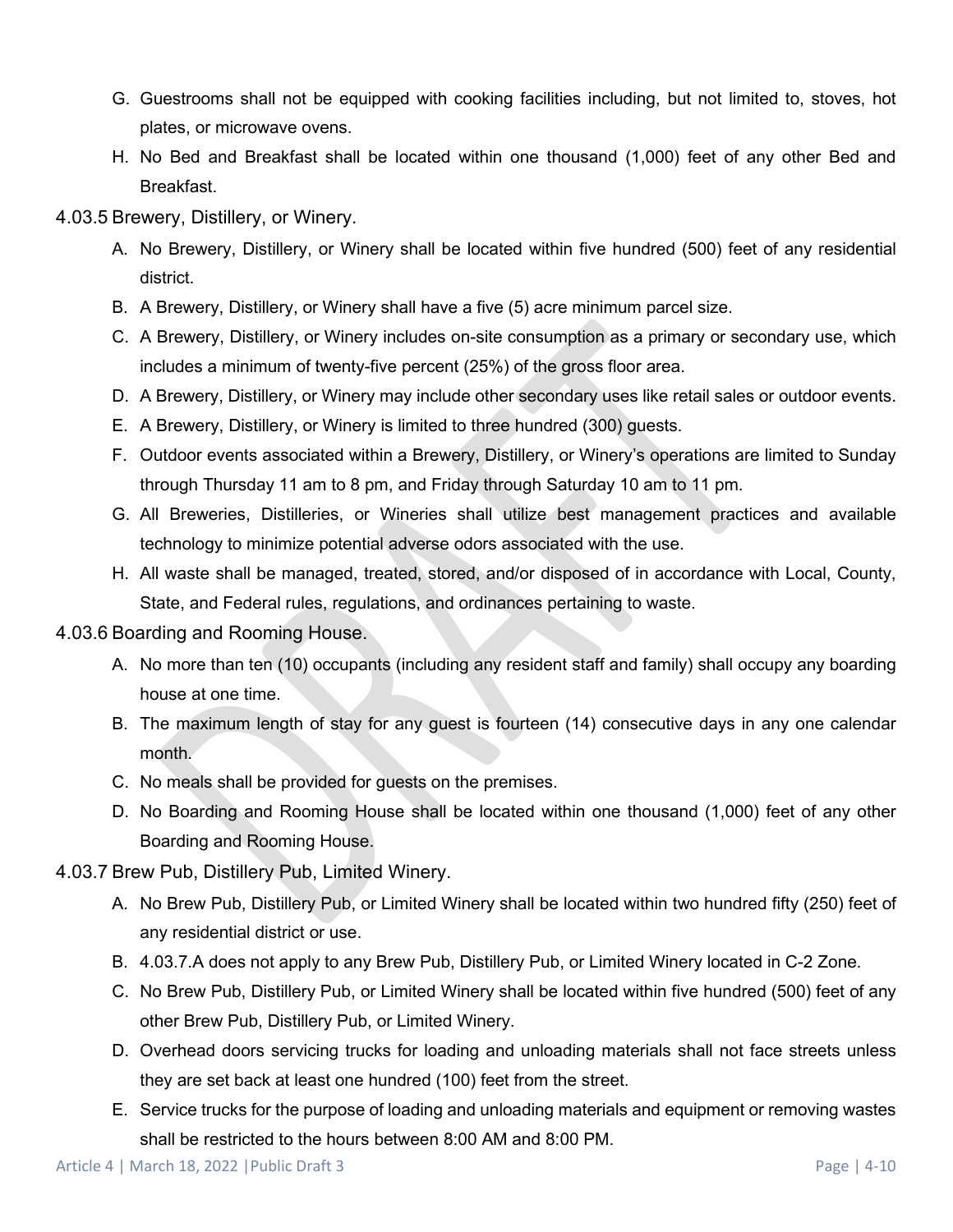G. Guestrooms shall not be equipped with cooking facilities including, but not limited to, stoves, hot plates, or microwave ovens.

H. No Bed and Breakfast shall be located within one thousand (1,000) feet of any other Bed and Breakfast.

### 4.03.5 Brewery, Distillery, or Winery.

A. No Brewery, Distillery, or Winery shall be located within five hundred (500) feet of any residential district.

B. A Brewery, Distillery, or Winery shall have a five (5) acre minimum parcel size.

C. A Brewery, Distillery, or Winery includes on-site consumption as a primary or secondary use, which includes a minimum of twenty-five percent (25%) of the gross floor area.

D. A Brewery, Distillery, or Winery may include other secondary uses like retail sales or outdoor events.

E. A Brewery, Distillery, or Winery is limited to three hundred (300) guests.

F. Outdoor events associated within a Brewery, Distillery, or Winery's operations are limited to Sunday through Thursday 11 am to 8 pm, and Friday through Saturday 10 am to 11 pm.

G. All Breweries, Distilleries, or Wineries shall utilize best management practices and available technology to minimize potential adverse odors associated with the use.

H. All waste shall be managed, treated, stored, and/or disposed of in accordance with Local, County, State, and Federal rules, regulations, and ordinances pertaining to waste.

### 4.03.6 Boarding and Rooming House.

A. No more than ten (10) occupants (including any resident staff and family) shall occupy any boarding house at one time.

B. The maximum length of stay for any guest is fourteen (14) consecutive days in any one calendar month.

C. No meals shall be provided for guests on the premises.

D. No Boarding and Rooming House shall be located within one thousand (1,000) feet of any other Boarding and Rooming House.

### 4.03.7 Brew Pub, Distillery Pub, Limited Winery.

A. No Brew Pub, Distillery Pub, or Limited Winery shall be located within two hundred fifty (250) feet of any residential district or use.

B. 4.03.7.A does not apply to any Brew Pub, Distillery Pub, or Limited Winery located in C-2 Zone.

C. No Brew Pub, Distillery Pub, or Limited Winery shall be located within five hundred (500) feet of any other Brew Pub, Distillery Pub, or Limited Winery.

D. Overhead doors servicing trucks for loading and unloading materials shall not face streets unless they are set back at least one hundred (100) feet from the street.

E. Service trucks for the purpose of loading and unloading materials and equipment or removing wastes shall be restricted to the hours between 8:00 AM and 8:00 PM.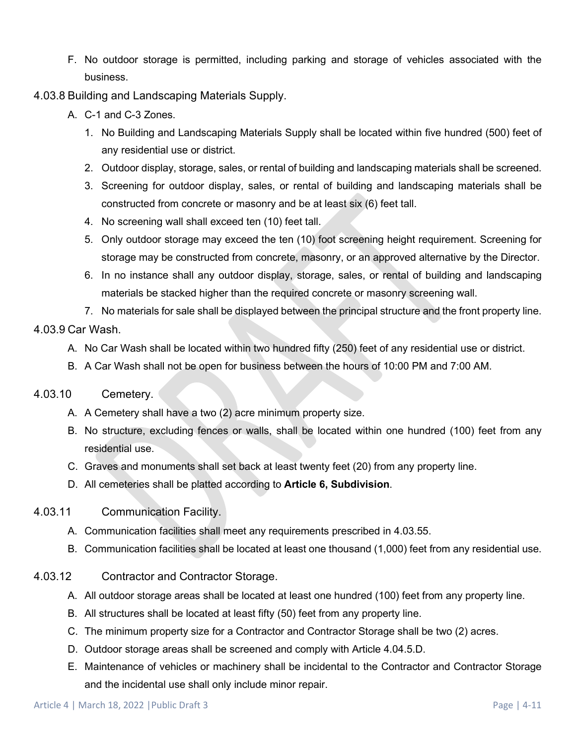F. No outdoor storage is permitted, including parking and storage of vehicles associated with the business.

### 4.03.8 Building and Landscaping Materials Supply.

A. C-1 and C-3 Zones.

1. No Building and Landscaping Materials Supply shall be located within five hundred (500) feet of any residential use or district.
2. Outdoor display, storage, sales, or rental of building and landscaping materials shall be screened.
3. Screening for outdoor display, sales, or rental of building and landscaping materials shall be constructed from concrete or masonry and be at least six (6) feet tall.
4. No screening wall shall exceed ten (10) feet tall.
5. Only outdoor storage may exceed the ten (10) foot screening height requirement. Screening for storage may be constructed from concrete, masonry, or an approved alternative by the Director.
6. In no instance shall any outdoor display, storage, sales, or rental of building and landscaping materials be stacked higher than the required concrete or masonry screening wall.
7. No materials for sale shall be displayed between the principal structure and the front property line.

### 4.03.9 Car Wash.

A. No Car Wash shall be located within two hundred fifty (250) feet of any residential use or district.

B. A Car Wash shall not be open for business between the hours of 10:00 PM and 7:00 AM.

### 4.03.10 Cemetery.

A. A Cemetery shall have a two (2) acre minimum property size.

B. No structure, excluding fences or walls, shall be located within one hundred (100) feet from any residential use.

C. Graves and monuments shall set back at least twenty feet (20) from any property line.

D. All cemeteries shall be platted according to **Article 6, Subdivision**.

### 4.03.11 Communication Facility.

A. Communication facilities shall meet any requirements prescribed in 4.03.55.

B. Communication facilities shall be located at least one thousand (1,000) feet from any residential use.

### 4.03.12 Contractor and Contractor Storage.

A. All outdoor storage areas shall be located at least one hundred (100) feet from any property line.

B. All structures shall be located at least fifty (50) feet from any property line.

C. The minimum property size for a Contractor and Contractor Storage shall be two (2) acres.

D. Outdoor storage areas shall be screened and comply with Article 4.04.5.D.

E. Maintenance of vehicles or machinery shall be incidental to the Contractor and Contractor Storage and the incidental use shall only include minor repair.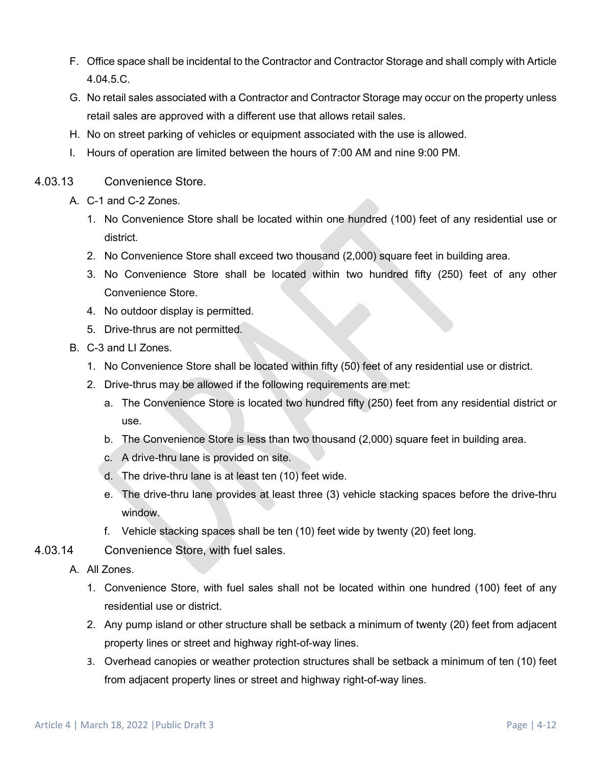F. Office space shall be incidental to the Contractor and Contractor Storage and shall comply with Article 4.04.5.C.

G. No retail sales associated with a Contractor and Contractor Storage may occur on the property unless retail sales are approved with a different use that allows retail sales.

H. No on street parking of vehicles or equipment associated with the use is allowed.

I. Hours of operation are limited between the hours of 7:00 AM and nine 9:00 PM.

### 4.03.13 Convenience Store.

A. C-1 and C-2 Zones.

1. No Convenience Store shall be located within one hundred (100) feet of any residential use or district.
2. No Convenience Store shall exceed two thousand (2,000) square feet in building area.
3. No Convenience Store shall be located within two hundred fifty (250) feet of any other Convenience Store.
4. No outdoor display is permitted.
5. Drive-thrus are not permitted.

B. C-3 and LI Zones.

1. No Convenience Store shall be located within fifty (50) feet of any residential use or district.
2. Drive-thrus may be allowed if the following requirements are met:
   a. The Convenience Store is located two hundred fifty (250) feet from any residential district or use.
   b. The Convenience Store is less than two thousand (2,000) square feet in building area.
   c. A drive-thru lane is provided on site.
   d. The drive-thru lane is at least ten (10) feet wide.
   e. The drive-thru lane provides at least three (3) vehicle stacking spaces before the drive-thru window.
   f. Vehicle stacking spaces shall be ten (10) feet wide by twenty (20) feet long.

### 4.03.14 Convenience Store, with fuel sales.

A. All Zones.

1. Convenience Store, with fuel sales shall not be located within one hundred (100) feet of any residential use or district.
2. Any pump island or other structure shall be setback a minimum of twenty (20) feet from adjacent property lines or street and highway right-of-way lines.
3. Overhead canopies or weather protection structures shall be setback a minimum of ten (10) feet from adjacent property lines or street and highway right-of-way lines.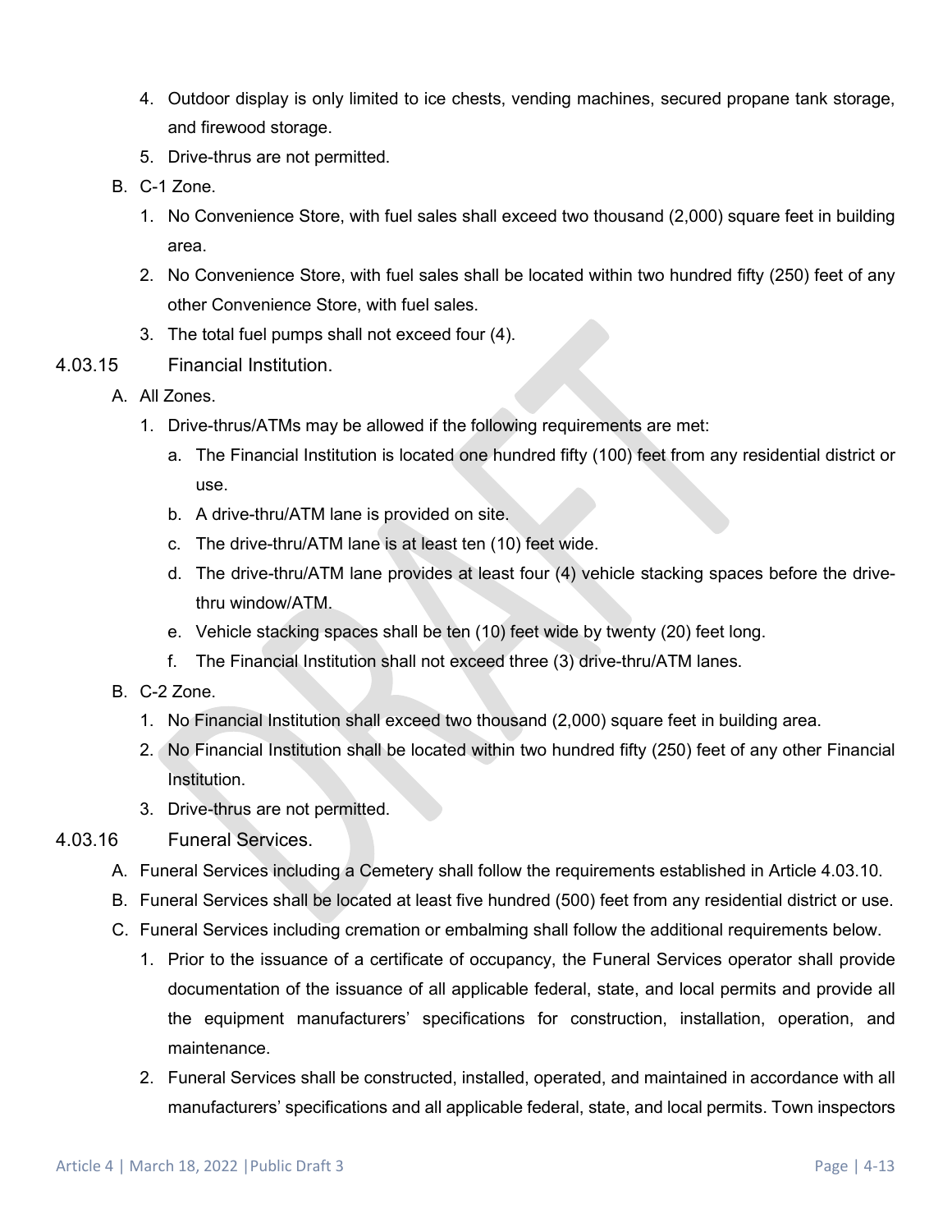4. Outdoor display is only limited to ice chests, vending machines, secured propane tank storage, and firewood storage.
5. Drive-thrus are not permitted.

B. C-1 Zone.

1. No Convenience Store, with fuel sales shall exceed two thousand (2,000) square feet in building area.
2. No Convenience Store, with fuel sales shall be located within two hundred fifty (250) feet of any other Convenience Store, with fuel sales.
3. The total fuel pumps shall not exceed four (4).

### 4.03.15 Financial Institution.

A. All Zones.

1. Drive-thrus/ATMs may be allowed if the following requirements are met:
   a. The Financial Institution is located one hundred fifty (100) feet from any residential district or use.
   b. A drive-thru/ATM lane is provided on site.
   c. The drive-thru/ATM lane is at least ten (10) feet wide.
   d. The drive-thru/ATM lane provides at least four (4) vehicle stacking spaces before the drive-thru window/ATM.
   e. Vehicle stacking spaces shall be ten (10) feet wide by twenty (20) feet long.
   f. The Financial Institution shall not exceed three (3) drive-thru/ATM lanes.

B. C-2 Zone.

1. No Financial Institution shall exceed two thousand (2,000) square feet in building area.
2. No Financial Institution shall be located within two hundred fifty (250) feet of any other Financial Institution.
3. Drive-thrus are not permitted.

### 4.03.16 Funeral Services.

A. Funeral Services including a Cemetery shall follow the requirements established in Article 4.03.10.

B. Funeral Services shall be located at least five hundred (500) feet from any residential district or use.

C. Funeral Services including cremation or embalming shall follow the additional requirements below.

1. Prior to the issuance of a certificate of occupancy, the Funeral Services operator shall provide documentation of the issuance of all applicable federal, state, and local permits and provide all the equipment manufacturers' specifications for construction, installation, operation, and maintenance.
2. Funeral Services shall be constructed, installed, operated, and maintained in accordance with all manufacturers' specifications and all applicable federal, state, and local permits. Town inspectors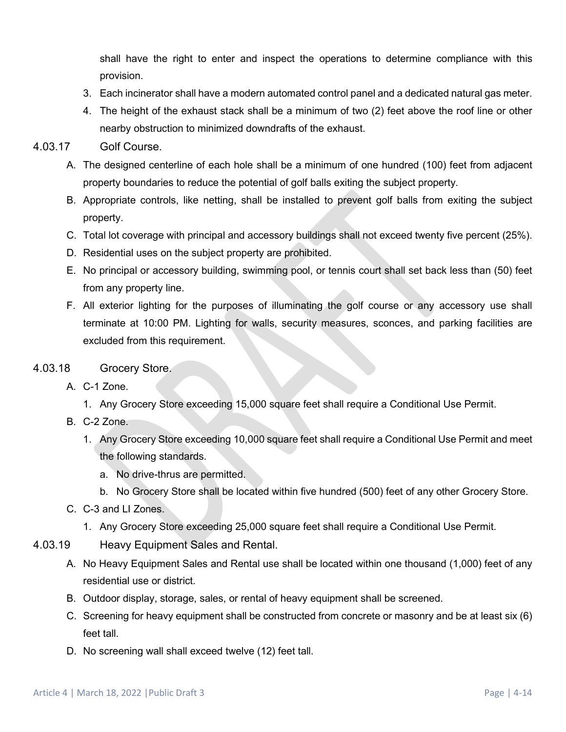shall have the right to enter and inspect the operations to determine compliance with this provision.

3. Each incinerator shall have a modern automated control panel and a dedicated natural gas meter.
4. The height of the exhaust stack shall be a minimum of two (2) feet above the roof line or other nearby obstruction to minimized downdrafts of the exhaust.

### 4.03.17 Golf Course.

A. The designed centerline of each hole shall be a minimum of one hundred (100) feet from adjacent property boundaries to reduce the potential of golf balls exiting the subject property.

B. Appropriate controls, like netting, shall be installed to prevent golf balls from exiting the subject property.

C. Total lot coverage with principal and accessory buildings shall not exceed twenty five percent (25%).

D. Residential uses on the subject property are prohibited.

E. No principal or accessory building, swimming pool, or tennis court shall set back less than (50) feet from any property line.

F. All exterior lighting for the purposes of illuminating the golf course or any accessory use shall terminate at 10:00 PM. Lighting for walls, security measures, sconces, and parking facilities are excluded from this requirement.

### 4.03.18 Grocery Store.

A. C-1 Zone.

1. Any Grocery Store exceeding 15,000 square feet shall require a Conditional Use Permit.

B. C-2 Zone.

1. Any Grocery Store exceeding 10,000 square feet shall require a Conditional Use Permit and meet the following standards.
   a. No drive-thrus are permitted.
   b. No Grocery Store shall be located within five hundred (500) feet of any other Grocery Store.

C. C-3 and LI Zones.

1. Any Grocery Store exceeding 25,000 square feet shall require a Conditional Use Permit.

### 4.03.19 Heavy Equipment Sales and Rental.

A. No Heavy Equipment Sales and Rental use shall be located within one thousand (1,000) feet of any residential use or district.

B. Outdoor display, storage, sales, or rental of heavy equipment shall be screened.

C. Screening for heavy equipment shall be constructed from concrete or masonry and be at least six (6) feet tall.

D. No screening wall shall exceed twelve (12) feet tall.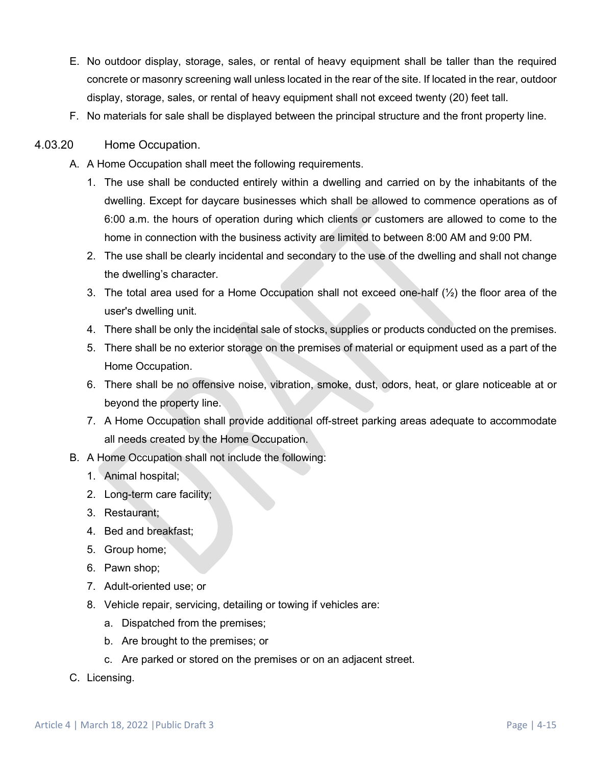E. No outdoor display, storage, sales, or rental of heavy equipment shall be taller than the required concrete or masonry screening wall unless located in the rear of the site. If located in the rear, outdoor display, storage, sales, or rental of heavy equipment shall not exceed twenty (20) feet tall.

F. No materials for sale shall be displayed between the principal structure and the front property line.

### 4.03.20 Home Occupation.

A. A Home Occupation shall meet the following requirements.

1. The use shall be conducted entirely within a dwelling and carried on by the inhabitants of the dwelling. Except for daycare businesses which shall be allowed to commence operations as of 6:00 a.m. the hours of operation during which clients or customers are allowed to come to the home in connection with the business activity are limited to between 8:00 AM and 9:00 PM.
2. The use shall be clearly incidental and secondary to the use of the dwelling and shall not change the dwelling's character.
3. The total area used for a Home Occupation shall not exceed one-half (½) the floor area of the user's dwelling unit.
4. There shall be only the incidental sale of stocks, supplies or products conducted on the premises.
5. There shall be no exterior storage on the premises of material or equipment used as a part of the Home Occupation.
6. There shall be no offensive noise, vibration, smoke, dust, odors, heat, or glare noticeable at or beyond the property line.
7. A Home Occupation shall provide additional off-street parking areas adequate to accommodate all needs created by the Home Occupation.

B. A Home Occupation shall not include the following:

1. Animal hospital;
2. Long-term care facility;
3. Restaurant;
4. Bed and breakfast;
5. Group home;
6. Pawn shop;
7. Adult-oriented use; or
8. Vehicle repair, servicing, detailing or towing if vehicles are:
   a. Dispatched from the premises;
   b. Are brought to the premises; or
   c. Are parked or stored on the premises or on an adjacent street.

C. Licensing.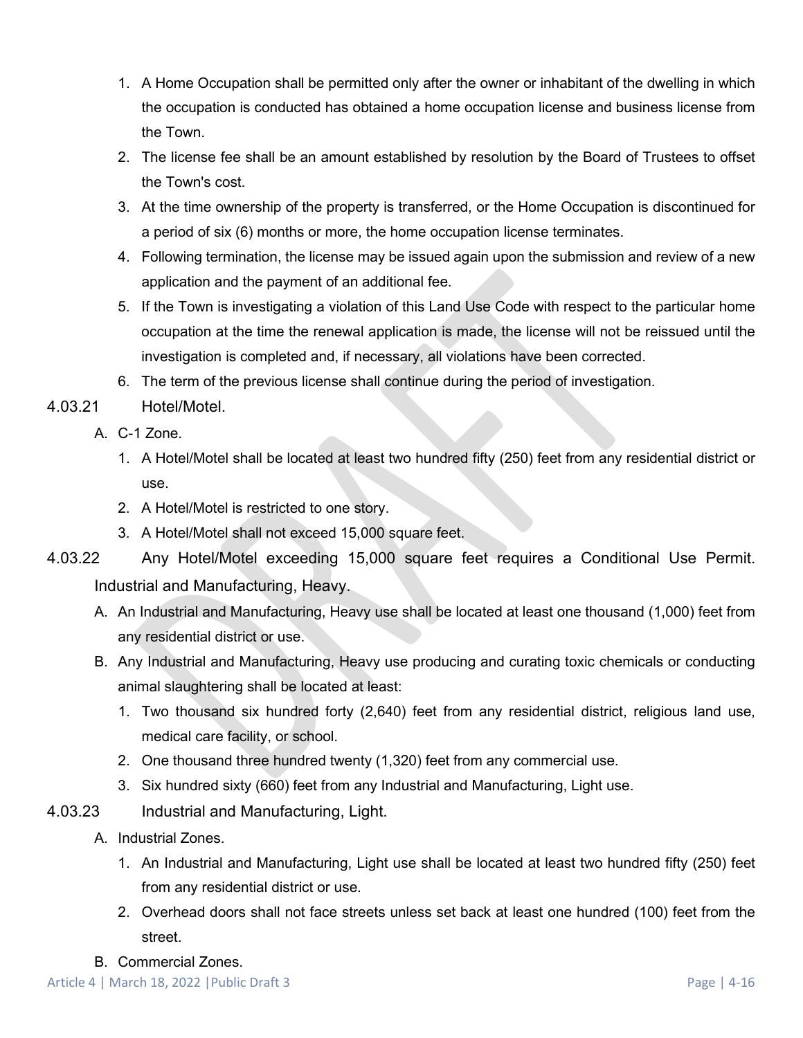1. A Home Occupation shall be permitted only after the owner or inhabitant of the dwelling in which the occupation is conducted has obtained a home occupation license and business license from the Town.
2. The license fee shall be an amount established by resolution by the Board of Trustees to offset the Town's cost.
3. At the time ownership of the property is transferred, or the Home Occupation is discontinued for a period of six (6) months or more, the home occupation license terminates.
4. Following termination, the license may be issued again upon the submission and review of a new application and the payment of an additional fee.
5. If the Town is investigating a violation of this Land Use Code with respect to the particular home occupation at the time the renewal application is made, the license will not be reissued until the investigation is completed and, if necessary, all violations have been corrected.
6. The term of the previous license shall continue during the period of investigation.

### 4.03.21 Hotel/Motel.

A. C-1 Zone.

1. A Hotel/Motel shall be located at least two hundred fifty (250) feet from any residential district or use.
2. A Hotel/Motel is restricted to one story.
3. A Hotel/Motel shall not exceed 15,000 square feet.

### 4.03.22 Any Hotel/Motel exceeding 15,000 square feet requires a Conditional Use Permit. Industrial and Manufacturing, Heavy.

A. An Industrial and Manufacturing, Heavy use shall be located at least one thousand (1,000) feet from any residential district or use.

B. Any Industrial and Manufacturing, Heavy use producing and curating toxic chemicals or conducting animal slaughtering shall be located at least:

1. Two thousand six hundred forty (2,640) feet from any residential district, religious land use, medical care facility, or school.
2. One thousand three hundred twenty (1,320) feet from any commercial use.
3. Six hundred sixty (660) feet from any Industrial and Manufacturing, Light use.

### 4.03.23 Industrial and Manufacturing, Light.

A. Industrial Zones.

1. An Industrial and Manufacturing, Light use shall be located at least two hundred fifty (250) feet from any residential district or use.
2. Overhead doors shall not face streets unless set back at least one hundred (100) feet from the street.

B. Commercial Zones.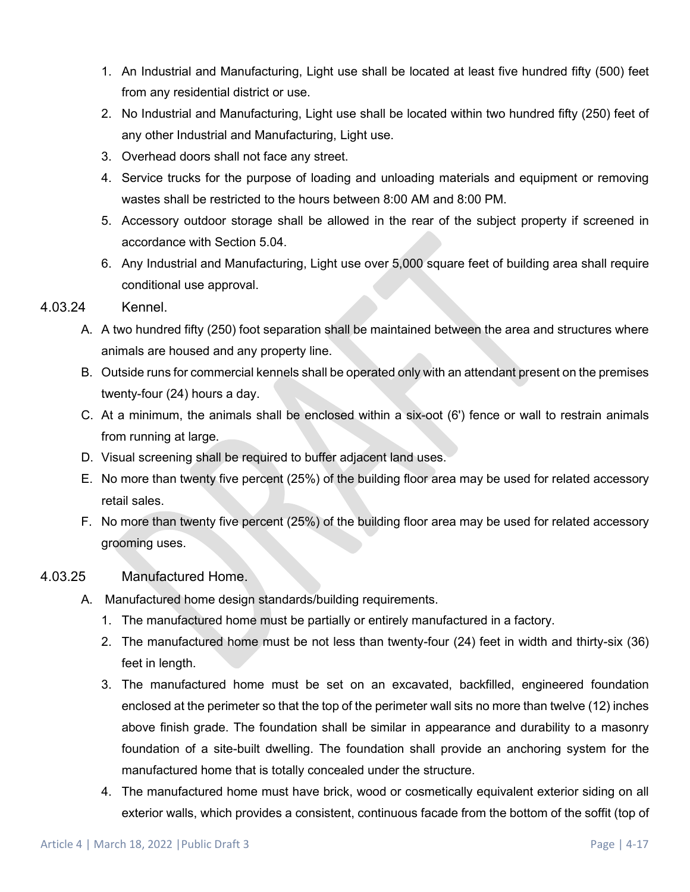1. An Industrial and Manufacturing, Light use shall be located at least five hundred fifty (500) feet from any residential district or use.
2. No Industrial and Manufacturing, Light use shall be located within two hundred fifty (250) feet of any other Industrial and Manufacturing, Light use.
3. Overhead doors shall not face any street.
4. Service trucks for the purpose of loading and unloading materials and equipment or removing wastes shall be restricted to the hours between 8:00 AM and 8:00 PM.
5. Accessory outdoor storage shall be allowed in the rear of the subject property if screened in accordance with Section 5.04.
6. Any Industrial and Manufacturing, Light use over 5,000 square feet of building area shall require conditional use approval.

### 4.03.24 Kennel.

A. A two hundred fifty (250) foot separation shall be maintained between the area and structures where animals are housed and any property line.

B. Outside runs for commercial kennels shall be operated only with an attendant present on the premises twenty-four (24) hours a day.

C. At a minimum, the animals shall be enclosed within a six-oot (6') fence or wall to restrain animals from running at large.

D. Visual screening shall be required to buffer adjacent land uses.

E. No more than twenty five percent (25%) of the building floor area may be used for related accessory retail sales.

F. No more than twenty five percent (25%) of the building floor area may be used for related accessory grooming uses.

### 4.03.25 Manufactured Home.

A. Manufactured home design standards/building requirements.

1. The manufactured home must be partially or entirely manufactured in a factory.
2. The manufactured home must be not less than twenty-four (24) feet in width and thirty-six (36) feet in length.
3. The manufactured home must be set on an excavated, backfilled, engineered foundation enclosed at the perimeter so that the top of the perimeter wall sits no more than twelve (12) inches above finish grade. The foundation shall be similar in appearance and durability to a masonry foundation of a site-built dwelling. The foundation shall provide an anchoring system for the manufactured home that is totally concealed under the structure.
4. The manufactured home must have brick, wood or cosmetically equivalent exterior siding on all exterior walls, which provides a consistent, continuous facade from the bottom of the soffit (top of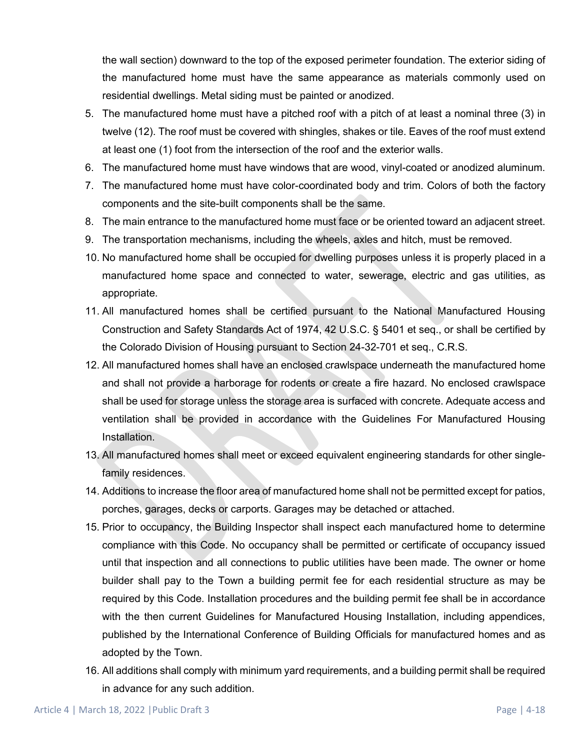the wall section) downward to the top of the exposed perimeter foundation. The exterior siding of the manufactured home must have the same appearance as materials commonly used on residential dwellings. Metal siding must be painted or anodized.

5. The manufactured home must have a pitched roof with a pitch of at least a nominal three (3) in twelve (12). The roof must be covered with shingles, shakes or tile. Eaves of the roof must extend at least one (1) foot from the intersection of the roof and the exterior walls.
6. The manufactured home must have windows that are wood, vinyl-coated or anodized aluminum.
7. The manufactured home must have color-coordinated body and trim. Colors of both the factory components and the site-built components shall be the same.
8. The main entrance to the manufactured home must face or be oriented toward an adjacent street.
9. The transportation mechanisms, including the wheels, axles and hitch, must be removed.
10. No manufactured home shall be occupied for dwelling purposes unless it is properly placed in a manufactured home space and connected to water, sewerage, electric and gas utilities, as appropriate.
11. All manufactured homes shall be certified pursuant to the National Manufactured Housing Construction and Safety Standards Act of 1974, 42 U.S.C. § 5401 et seq., or shall be certified by the Colorado Division of Housing pursuant to Section 24-32-701 et seq., C.R.S.
12. All manufactured homes shall have an enclosed crawlspace underneath the manufactured home and shall not provide a harborage for rodents or create a fire hazard. No enclosed crawlspace shall be used for storage unless the storage area is surfaced with concrete. Adequate access and ventilation shall be provided in accordance with the Guidelines For Manufactured Housing Installation.
13. All manufactured homes shall meet or exceed equivalent engineering standards for other single-family residences.
14. Additions to increase the floor area of manufactured home shall not be permitted except for patios, porches, garages, decks or carports. Garages may be detached or attached.
15. Prior to occupancy, the Building Inspector shall inspect each manufactured home to determine compliance with this Code. No occupancy shall be permitted or certificate of occupancy issued until that inspection and all connections to public utilities have been made. The owner or home builder shall pay to the Town a building permit fee for each residential structure as may be required by this Code. Installation procedures and the building permit fee shall be in accordance with the then current Guidelines for Manufactured Housing Installation, including appendices, published by the International Conference of Building Officials for manufactured homes and as adopted by the Town.
16. All additions shall comply with minimum yard requirements, and a building permit shall be required in advance for any such addition.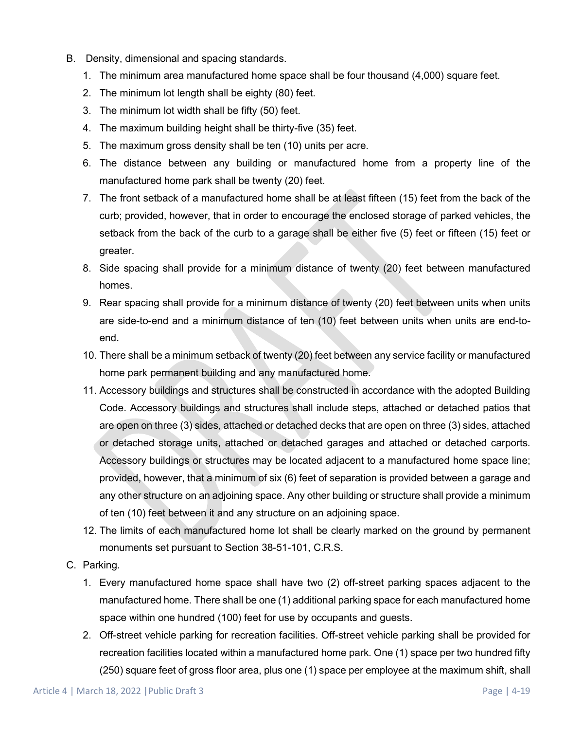B. Density, dimensional and spacing standards.

1. The minimum area manufactured home space shall be four thousand (4,000) square feet.
2. The minimum lot length shall be eighty (80) feet.
3. The minimum lot width shall be fifty (50) feet.
4. The maximum building height shall be thirty-five (35) feet.
5. The maximum gross density shall be ten (10) units per acre.
6. The distance between any building or manufactured home from a property line of the manufactured home park shall be twenty (20) feet.
7. The front setback of a manufactured home shall be at least fifteen (15) feet from the back of the curb; provided, however, that in order to encourage the enclosed storage of parked vehicles, the setback from the back of the curb to a garage shall be either five (5) feet or fifteen (15) feet or greater.
8. Side spacing shall provide for a minimum distance of twenty (20) feet between manufactured homes.
9. Rear spacing shall provide for a minimum distance of twenty (20) feet between units when units are side-to-end and a minimum distance of ten (10) feet between units when units are end-to-end.
10. There shall be a minimum setback of twenty (20) feet between any service facility or manufactured home park permanent building and any manufactured home.
11. Accessory buildings and structures shall be constructed in accordance with the adopted Building Code. Accessory buildings and structures shall include steps, attached or detached patios that are open on three (3) sides, attached or detached decks that are open on three (3) sides, attached or detached storage units, attached or detached garages and attached or detached carports. Accessory buildings or structures may be located adjacent to a manufactured home space line; provided, however, that a minimum of six (6) feet of separation is provided between a garage and any other structure on an adjoining space. Any other building or structure shall provide a minimum of ten (10) feet between it and any structure on an adjoining space.
12. The limits of each manufactured home lot shall be clearly marked on the ground by permanent monuments set pursuant to Section 38-51-101, C.R.S.

C. Parking.

1. Every manufactured home space shall have two (2) off-street parking spaces adjacent to the manufactured home. There shall be one (1) additional parking space for each manufactured home space within one hundred (100) feet for use by occupants and guests.
2. Off-street vehicle parking for recreation facilities. Off-street vehicle parking shall be provided for recreation facilities located within a manufactured home park. One (1) space per two hundred fifty (250) square feet of gross floor area, plus one (1) space per employee at the maximum shift, shall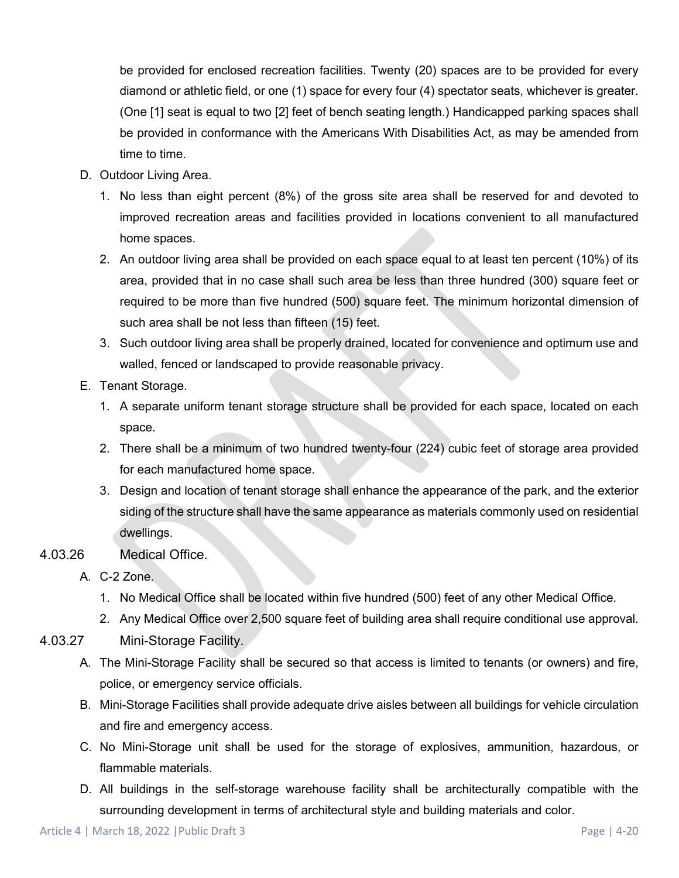be provided for enclosed recreation facilities. Twenty (20) spaces are to be provided for every diamond or athletic field, or one (1) space for every four (4) spectator seats, whichever is greater. (One [1] seat is equal to two [2] feet of bench seating length.) Handicapped parking spaces shall be provided in conformance with the Americans With Disabilities Act, as may be amended from time to time.

D. Outdoor Living Area.

1. No less than eight percent (8%) of the gross site area shall be reserved for and devoted to improved recreation areas and facilities provided in locations convenient to all manufactured home spaces.
2. An outdoor living area shall be provided on each space equal to at least ten percent (10%) of its area, provided that in no case shall such area be less than three hundred (300) square feet or required to be more than five hundred (500) square feet. The minimum horizontal dimension of such area shall be not less than fifteen (15) feet.
3. Such outdoor living area shall be properly drained, located for convenience and optimum use and walled, fenced or landscaped to provide reasonable privacy.

E. Tenant Storage.

1. A separate uniform tenant storage structure shall be provided for each space, located on each space.
2. There shall be a minimum of two hundred twenty-four (224) cubic feet of storage area provided for each manufactured home space.
3. Design and location of tenant storage shall enhance the appearance of the park, and the exterior siding of the structure shall have the same appearance as materials commonly used on residential dwellings.

### 4.03.26 Medical Office.

A. C-2 Zone.

1. No Medical Office shall be located within five hundred (500) feet of any other Medical Office.
2. Any Medical Office over 2,500 square feet of building area shall require conditional use approval.

### 4.03.27 Mini-Storage Facility.

A. The Mini-Storage Facility shall be secured so that access is limited to tenants (or owners) and fire, police, or emergency service officials.

B. Mini-Storage Facilities shall provide adequate drive aisles between all buildings for vehicle circulation and fire and emergency access.

C. No Mini-Storage unit shall be used for the storage of explosives, ammunition, hazardous, or flammable materials.

D. All buildings in the self-storage warehouse facility shall be architecturally compatible with the surrounding development in terms of architectural style and building materials and color.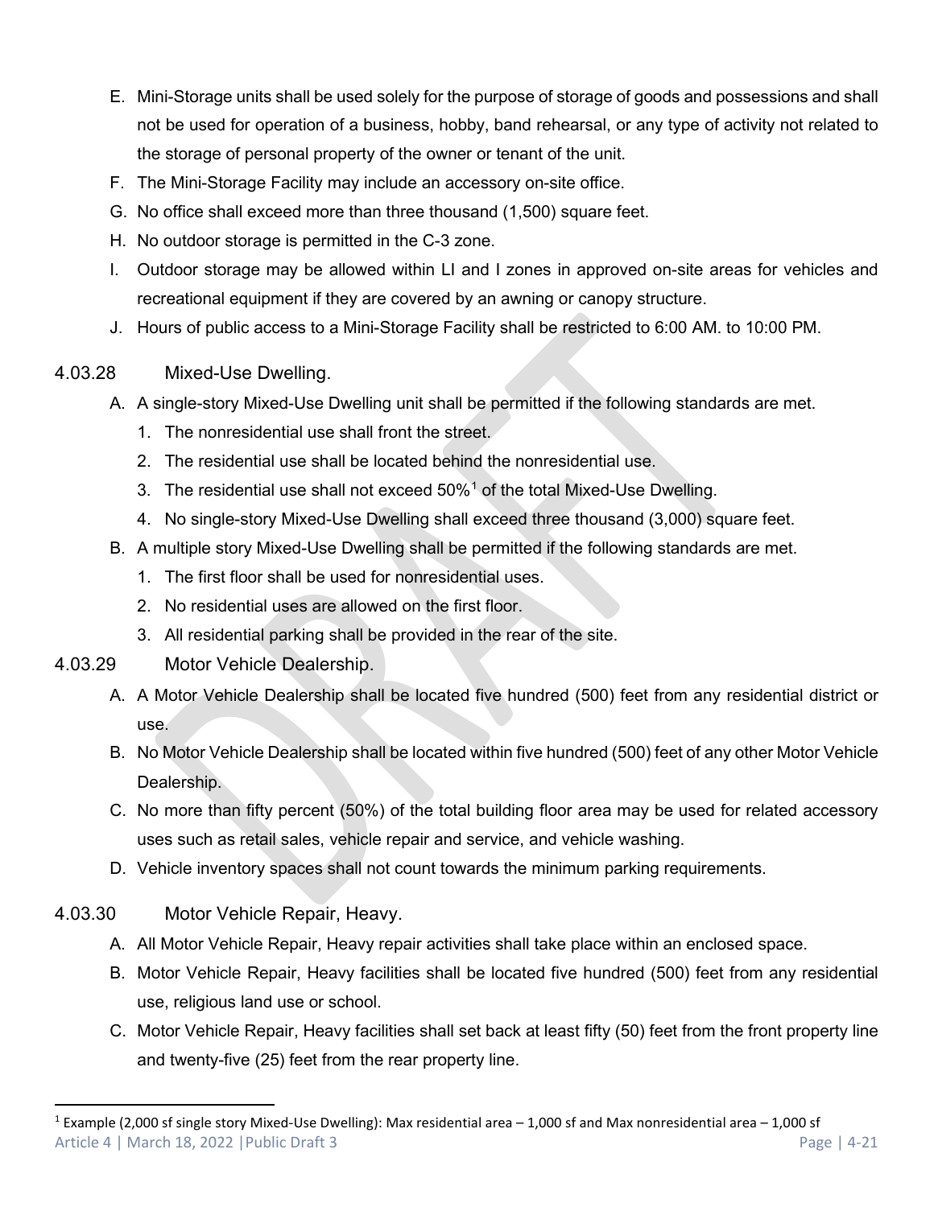E. Mini-Storage units shall be used solely for the purpose of storage of goods and possessions and shall not be used for operation of a business, hobby, band rehearsal, or any type of activity not related to the storage of personal property of the owner or tenant of the unit.
F. The Mini-Storage Facility may include an accessory on-site office.
G. No office shall exceed more than three thousand (1,500) square feet.
H. No outdoor storage is permitted in the C-3 zone.
I. Outdoor storage may be allowed within LI and I zones in approved on-site areas for vehicles and recreational equipment if they are covered by an awning or canopy structure.
J. Hours of public access to a Mini-Storage Facility shall be restricted to 6:00 AM. to 10:00 PM.

### 4.03.28 Mixed-Use Dwelling.

A. A single-story Mixed-Use Dwelling unit shall be permitted if the following standards are met.
   1. The nonresidential use shall front the street.
   2. The residential use shall be located behind the nonresidential use.
   3. The residential use shall not exceed 50%[1] of the total Mixed-Use Dwelling.
   4. No single-story Mixed-Use Dwelling shall exceed three thousand (3,000) square feet.
B. A multiple story Mixed-Use Dwelling shall be permitted if the following standards are met.
   1. The first floor shall be used for nonresidential uses.
   2. No residential uses are allowed on the first floor.
   3. All residential parking shall be provided in the rear of the site.

### 4.03.29 Motor Vehicle Dealership.

A. A Motor Vehicle Dealership shall be located five hundred (500) feet from any residential district or use.
B. No Motor Vehicle Dealership shall be located within five hundred (500) feet of any other Motor Vehicle Dealership.
C. No more than fifty percent (50%) of the total building floor area may be used for related accessory uses such as retail sales, vehicle repair and service, and vehicle washing.
D. Vehicle inventory spaces shall not count towards the minimum parking requirements.

### 4.03.30 Motor Vehicle Repair, Heavy.

A. All Motor Vehicle Repair, Heavy repair activities shall take place within an enclosed space.
B. Motor Vehicle Repair, Heavy facilities shall be located five hundred (500) feet from any residential use, religious land use or school.
C. Motor Vehicle Repair, Heavy facilities shall set back at least fifty (50) feet from the front property line and twenty-five (25) feet from the rear property line.

---

[1] Example (2,000 sf single story Mixed-Use Dwelling): Max residential area – 1,000 sf and Max nonresidential area – 1,000 sf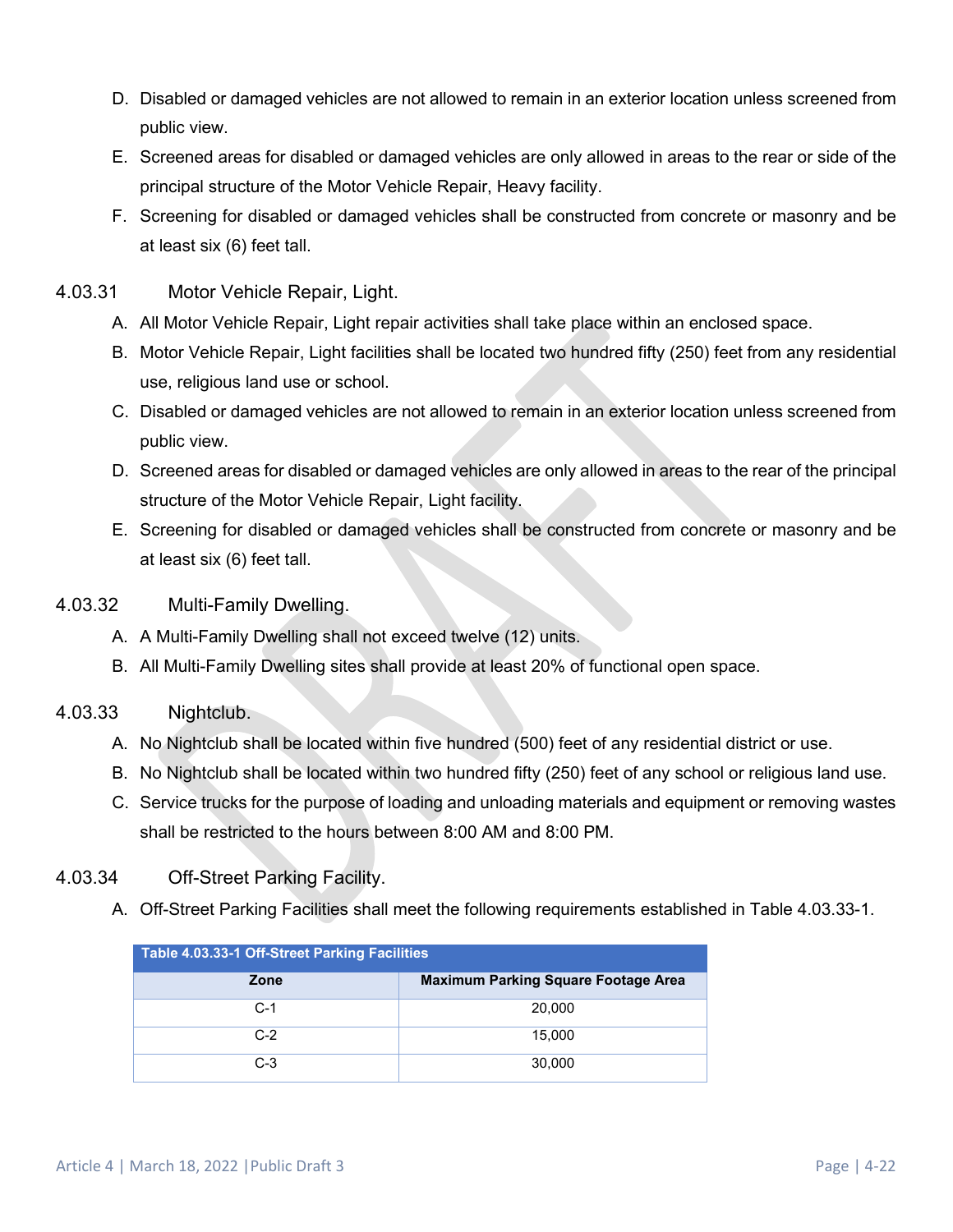D. Disabled or damaged vehicles are not allowed to remain in an exterior location unless screened from public view.

E. Screened areas for disabled or damaged vehicles are only allowed in areas to the rear or side of the principal structure of the Motor Vehicle Repair, Heavy facility.

F. Screening for disabled or damaged vehicles shall be constructed from concrete or masonry and be at least six (6) feet tall.

### 4.03.31 Motor Vehicle Repair, Light.

A. All Motor Vehicle Repair, Light repair activities shall take place within an enclosed space.

B. Motor Vehicle Repair, Light facilities shall be located two hundred fifty (250) feet from any residential use, religious land use or school.

C. Disabled or damaged vehicles are not allowed to remain in an exterior location unless screened from public view.

D. Screened areas for disabled or damaged vehicles are only allowed in areas to the rear of the principal structure of the Motor Vehicle Repair, Light facility.

E. Screening for disabled or damaged vehicles shall be constructed from concrete or masonry and be at least six (6) feet tall.

### 4.03.32 Multi-Family Dwelling.

A. A Multi-Family Dwelling shall not exceed twelve (12) units.

B. All Multi-Family Dwelling sites shall provide at least 20% of functional open space.

### 4.03.33 Nightclub.

A. No Nightclub shall be located within five hundred (500) feet of any residential district or use.

B. No Nightclub shall be located within two hundred fifty (250) feet of any school or religious land use.

C. Service trucks for the purpose of loading and unloading materials and equipment or removing wastes shall be restricted to the hours between 8:00 AM and 8:00 PM.

### 4.03.34 Off-Street Parking Facility.

A. Off-Street Parking Facilities shall meet the following requirements established in Table 4.03.33-1.

**Table 4.03.33-1 Off-Street Parking Facilities**

| Zone | Maximum Parking Square Footage Area |
|---|---|
| C-1 | 20,000 |
| C-2 | 15,000 |
| C-3 | 30,000 |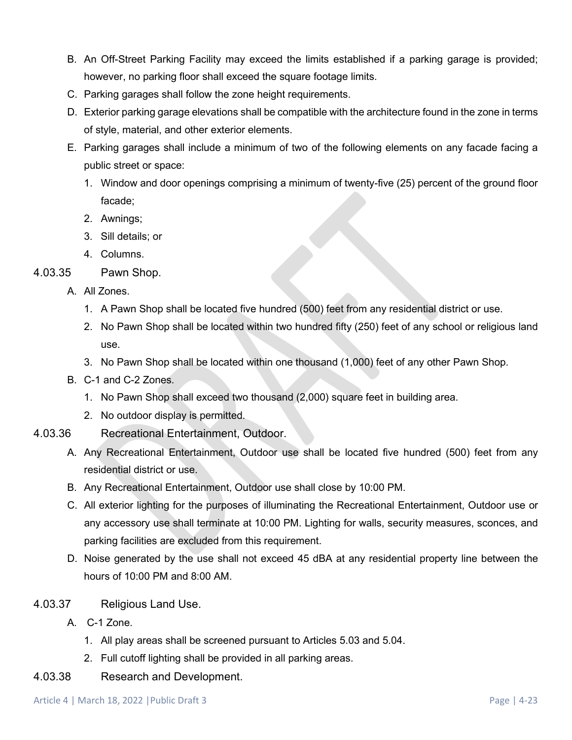B. An Off-Street Parking Facility may exceed the limits established if a parking garage is provided; however, no parking floor shall exceed the square footage limits.

C. Parking garages shall follow the zone height requirements.

D. Exterior parking garage elevations shall be compatible with the architecture found in the zone in terms of style, material, and other exterior elements.

E. Parking garages shall include a minimum of two of the following elements on any facade facing a public street or space:

1. Window and door openings comprising a minimum of twenty-five (25) percent of the ground floor facade;
2. Awnings;
3. Sill details; or
4. Columns.

### 4.03.35 Pawn Shop.

A. All Zones.

1. A Pawn Shop shall be located five hundred (500) feet from any residential district or use.
2. No Pawn Shop shall be located within two hundred fifty (250) feet of any school or religious land use.
3. No Pawn Shop shall be located within one thousand (1,000) feet of any other Pawn Shop.

B. C-1 and C-2 Zones.

1. No Pawn Shop shall exceed two thousand (2,000) square feet in building area.
2. No outdoor display is permitted.

### 4.03.36 Recreational Entertainment, Outdoor.

A. Any Recreational Entertainment, Outdoor use shall be located five hundred (500) feet from any residential district or use.

B. Any Recreational Entertainment, Outdoor use shall close by 10:00 PM.

C. All exterior lighting for the purposes of illuminating the Recreational Entertainment, Outdoor use or any accessory use shall terminate at 10:00 PM. Lighting for walls, security measures, sconces, and parking facilities are excluded from this requirement.

D. Noise generated by the use shall not exceed 45 dBA at any residential property line between the hours of 10:00 PM and 8:00 AM.

### 4.03.37 Religious Land Use.

A. C-1 Zone.

1. All play areas shall be screened pursuant to Articles 5.03 and 5.04.
2. Full cutoff lighting shall be provided in all parking areas.

### 4.03.38 Research and Development.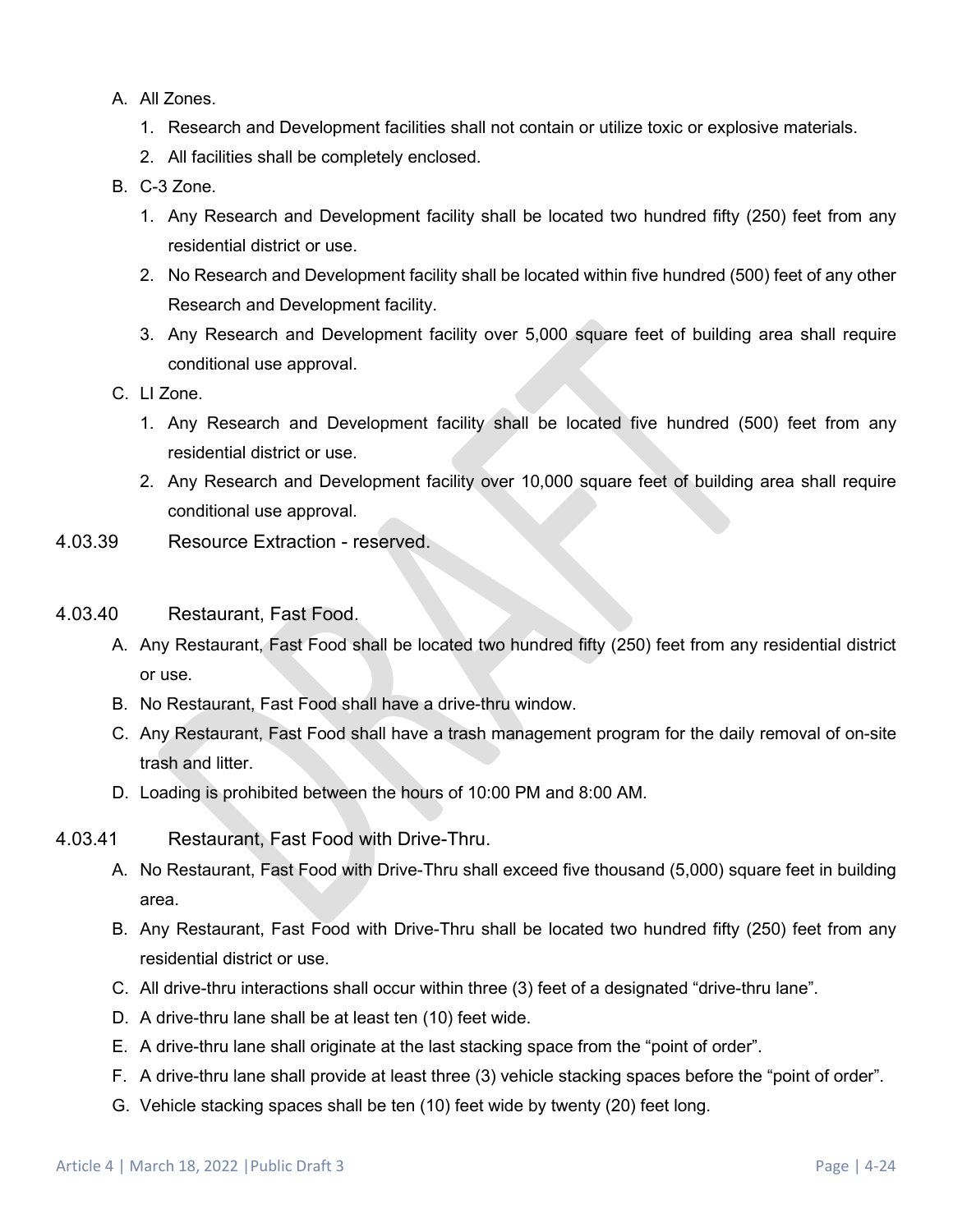A. All Zones.

1. Research and Development facilities shall not contain or utilize toxic or explosive materials.
2. All facilities shall be completely enclosed.

B. C-3 Zone.

1. Any Research and Development facility shall be located two hundred fifty (250) feet from any residential district or use.
2. No Research and Development facility shall be located within five hundred (500) feet of any other Research and Development facility.
3. Any Research and Development facility over 5,000 square feet of building area shall require conditional use approval.

C. LI Zone.

1. Any Research and Development facility shall be located five hundred (500) feet from any residential district or use.
2. Any Research and Development facility over 10,000 square feet of building area shall require conditional use approval.

### 4.03.39 Resource Extraction - reserved.

### 4.03.40 Restaurant, Fast Food.

A. Any Restaurant, Fast Food shall be located two hundred fifty (250) feet from any residential district or use.

B. No Restaurant, Fast Food shall have a drive-thru window.

C. Any Restaurant, Fast Food shall have a trash management program for the daily removal of on-site trash and litter.

D. Loading is prohibited between the hours of 10:00 PM and 8:00 AM.

### 4.03.41 Restaurant, Fast Food with Drive-Thru.

A. No Restaurant, Fast Food with Drive-Thru shall exceed five thousand (5,000) square feet in building area.

B. Any Restaurant, Fast Food with Drive-Thru shall be located two hundred fifty (250) feet from any residential district or use.

C. All drive-thru interactions shall occur within three (3) feet of a designated "drive-thru lane".

D. A drive-thru lane shall be at least ten (10) feet wide.

E. A drive-thru lane shall originate at the last stacking space from the "point of order".

F. A drive-thru lane shall provide at least three (3) vehicle stacking spaces before the "point of order".

G. Vehicle stacking spaces shall be ten (10) feet wide by twenty (20) feet long.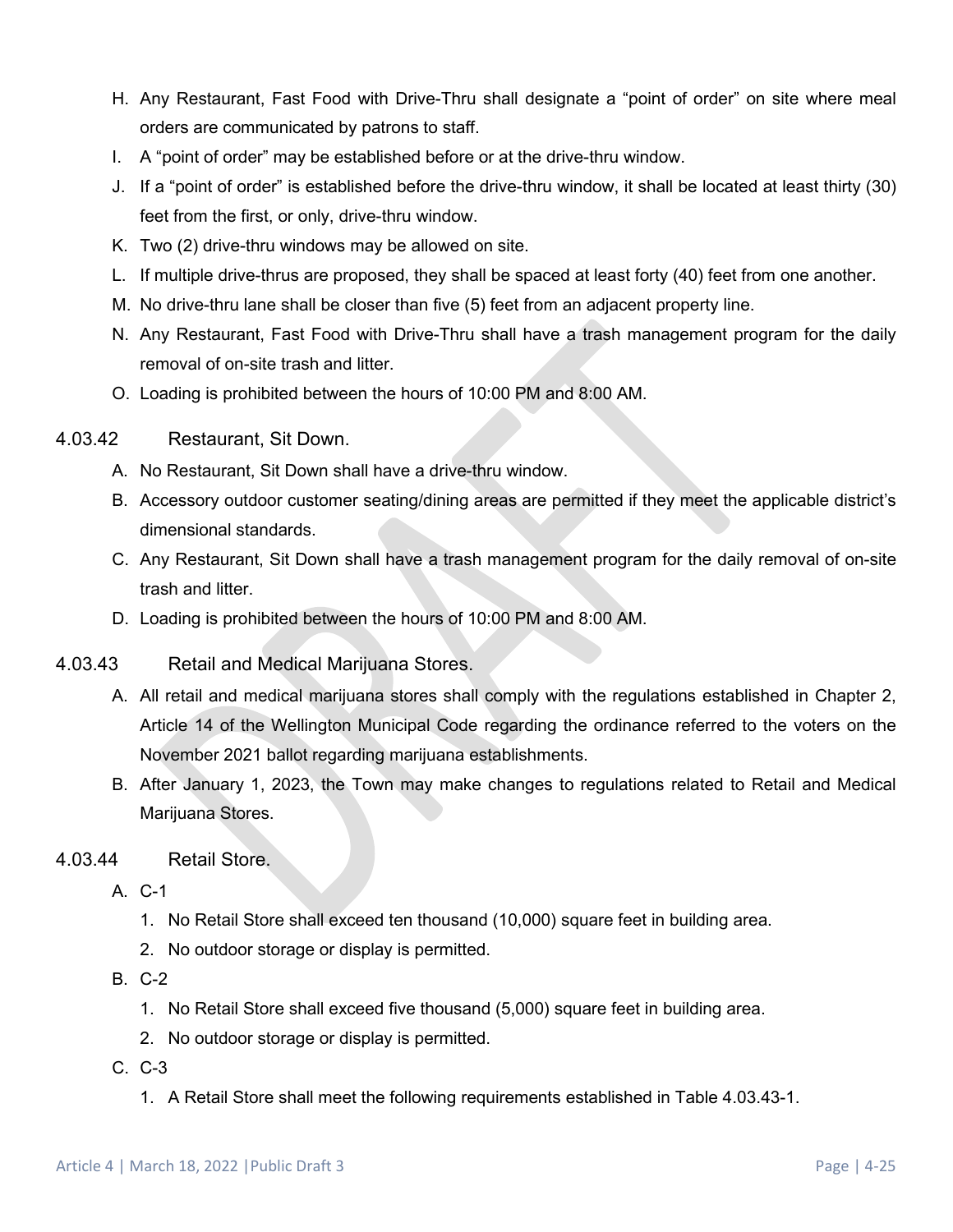H. Any Restaurant, Fast Food with Drive-Thru shall designate a “point of order” on site where meal orders are communicated by patrons to staff.

I. A “point of order” may be established before or at the drive-thru window.

J. If a “point of order” is established before the drive-thru window, it shall be located at least thirty (30) feet from the first, or only, drive-thru window.

K. Two (2) drive-thru windows may be allowed on site.

L. If multiple drive-thrus are proposed, they shall be spaced at least forty (40) feet from one another.

M. No drive-thru lane shall be closer than five (5) feet from an adjacent property line.

N. Any Restaurant, Fast Food with Drive-Thru shall have a trash management program for the daily removal of on-site trash and litter.

O. Loading is prohibited between the hours of 10:00 PM and 8:00 AM.

### 4.03.42 Restaurant, Sit Down.

A. No Restaurant, Sit Down shall have a drive-thru window.

B. Accessory outdoor customer seating/dining areas are permitted if they meet the applicable district’s dimensional standards.

C. Any Restaurant, Sit Down shall have a trash management program for the daily removal of on-site trash and litter.

D. Loading is prohibited between the hours of 10:00 PM and 8:00 AM.

### 4.03.43 Retail and Medical Marijuana Stores.

A. All retail and medical marijuana stores shall comply with the regulations established in Chapter 2, Article 14 of the Wellington Municipal Code regarding the ordinance referred to the voters on the November 2021 ballot regarding marijuana establishments.

B. After January 1, 2023, the Town may make changes to regulations related to Retail and Medical Marijuana Stores.

### 4.03.44 Retail Store.

A. C-1

1. No Retail Store shall exceed ten thousand (10,000) square feet in building area.
2. No outdoor storage or display is permitted.

B. C-2

1. No Retail Store shall exceed five thousand (5,000) square feet in building area.
2. No outdoor storage or display is permitted.

C. C-3

1. A Retail Store shall meet the following requirements established in Table 4.03.43-1.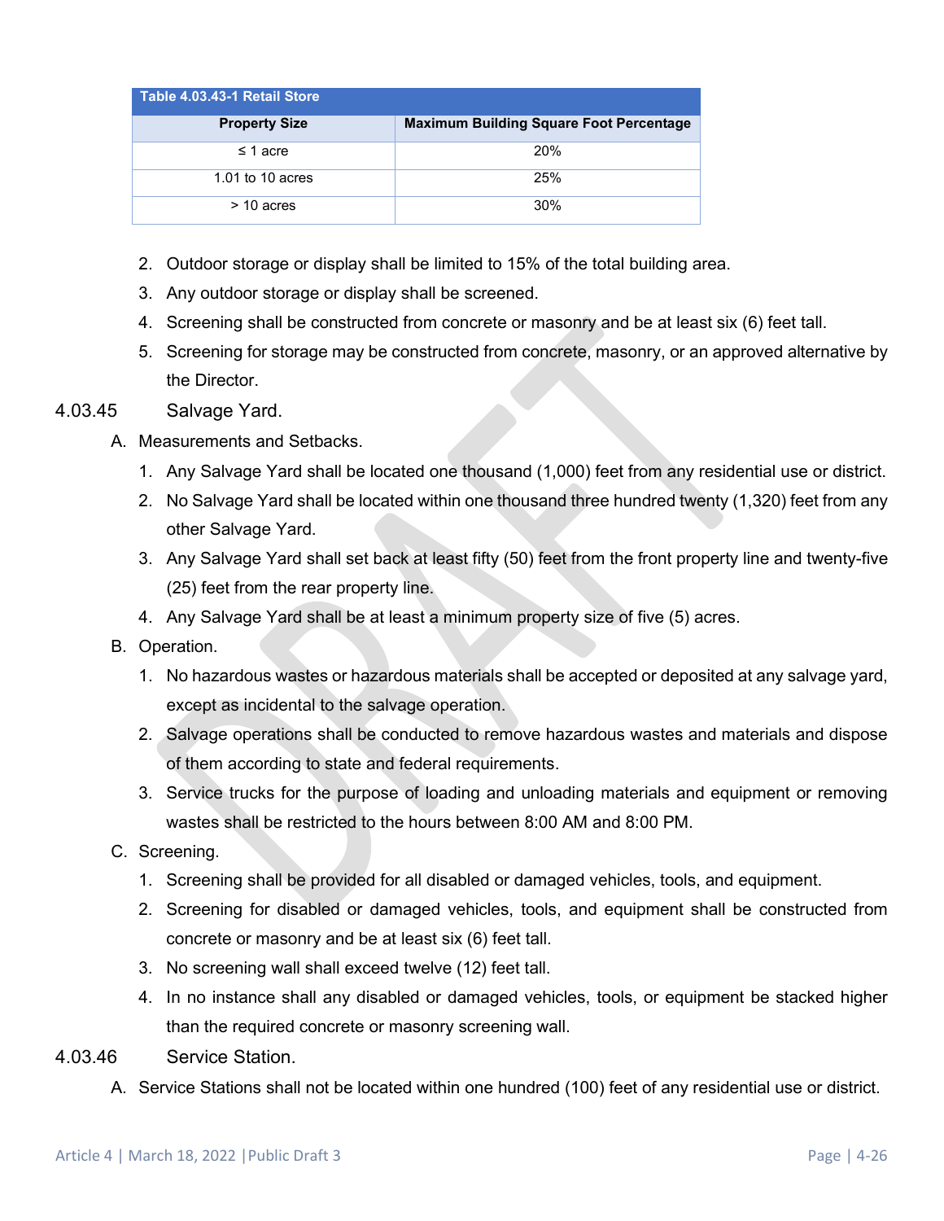| Table 4.03.43-1 Retail Store | |
|---|---|
| **Property Size** | **Maximum Building Square Foot Percentage** |
| ≤ 1 acre | 20% |
| 1.01 to 10 acres | 25% |
| > 10 acres | 30% |

2. Outdoor storage or display shall be limited to 15% of the total building area.
3. Any outdoor storage or display shall be screened.
4. Screening shall be constructed from concrete or masonry and be at least six (6) feet tall.
5. Screening for storage may be constructed from concrete, masonry, or an approved alternative by the Director.

4.03.45 Salvage Yard.

A. Measurements and Setbacks.
   1. Any Salvage Yard shall be located one thousand (1,000) feet from any residential use or district.
   2. No Salvage Yard shall be located within one thousand three hundred twenty (1,320) feet from any other Salvage Yard.
   3. Any Salvage Yard shall set back at least fifty (50) feet from the front property line and twenty-five (25) feet from the rear property line.
   4. Any Salvage Yard shall be at least a minimum property size of five (5) acres.

B. Operation.
   1. No hazardous wastes or hazardous materials shall be accepted or deposited at any salvage yard, except as incidental to the salvage operation.
   2. Salvage operations shall be conducted to remove hazardous wastes and materials and dispose of them according to state and federal requirements.
   3. Service trucks for the purpose of loading and unloading materials and equipment or removing wastes shall be restricted to the hours between 8:00 AM and 8:00 PM.

C. Screening.
   1. Screening shall be provided for all disabled or damaged vehicles, tools, and equipment.
   2. Screening for disabled or damaged vehicles, tools, and equipment shall be constructed from concrete or masonry and be at least six (6) feet tall.
   3. No screening wall shall exceed twelve (12) feet tall.
   4. In no instance shall any disabled or damaged vehicles, tools, or equipment be stacked higher than the required concrete or masonry screening wall.

4.03.46 Service Station.

A. Service Stations shall not be located within one hundred (100) feet of any residential use or district.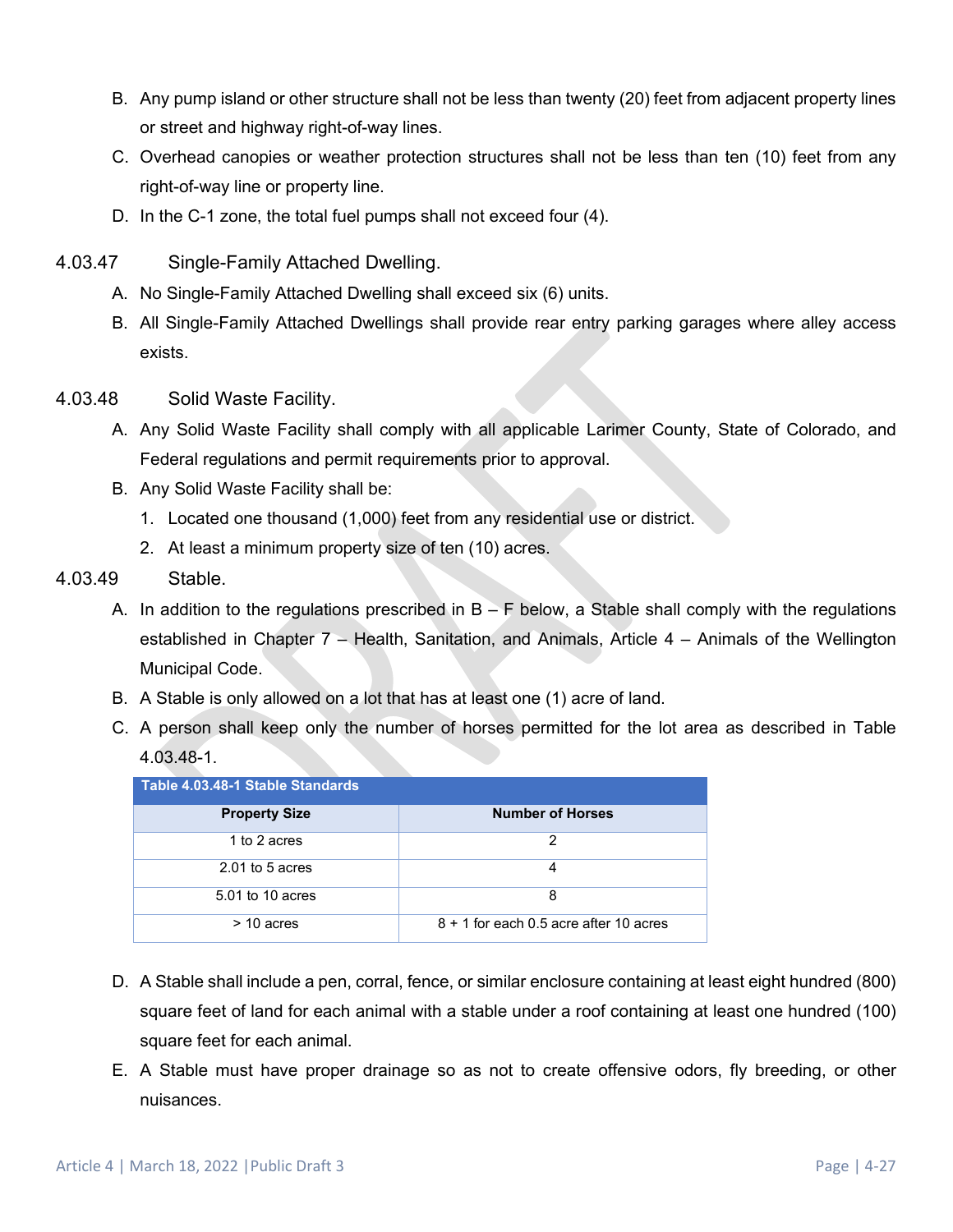B. Any pump island or other structure shall not be less than twenty (20) feet from adjacent property lines or street and highway right-of-way lines.

C. Overhead canopies or weather protection structures shall not be less than ten (10) feet from any right-of-way line or property line.

D. In the C-1 zone, the total fuel pumps shall not exceed four (4).

### 4.03.47 Single-Family Attached Dwelling.

A. No Single-Family Attached Dwelling shall exceed six (6) units.

B. All Single-Family Attached Dwellings shall provide rear entry parking garages where alley access exists.

### 4.03.48 Solid Waste Facility.

A. Any Solid Waste Facility shall comply with all applicable Larimer County, State of Colorado, and Federal regulations and permit requirements prior to approval.

B. Any Solid Waste Facility shall be:

1. Located one thousand (1,000) feet from any residential use or district.
2. At least a minimum property size of ten (10) acres.

### 4.03.49 Stable.

A. In addition to the regulations prescribed in B – F below, a Stable shall comply with the regulations established in Chapter 7 – Health, Sanitation, and Animals, Article 4 – Animals of the Wellington Municipal Code.

B. A Stable is only allowed on a lot that has at least one (1) acre of land.

C. A person shall keep only the number of horses permitted for the lot area as described in Table 4.03.48-1.

**Table 4.03.48-1 Stable Standards**

| Property Size | Number of Horses |
|---|---|
| 1 to 2 acres | 2 |
| 2.01 to 5 acres | 4 |
| 5.01 to 10 acres | 8 |
| > 10 acres | 8 + 1 for each 0.5 acre after 10 acres |

D. A Stable shall include a pen, corral, fence, or similar enclosure containing at least eight hundred (800) square feet of land for each animal with a stable under a roof containing at least one hundred (100) square feet for each animal.

E. A Stable must have proper drainage so as not to create offensive odors, fly breeding, or other nuisances.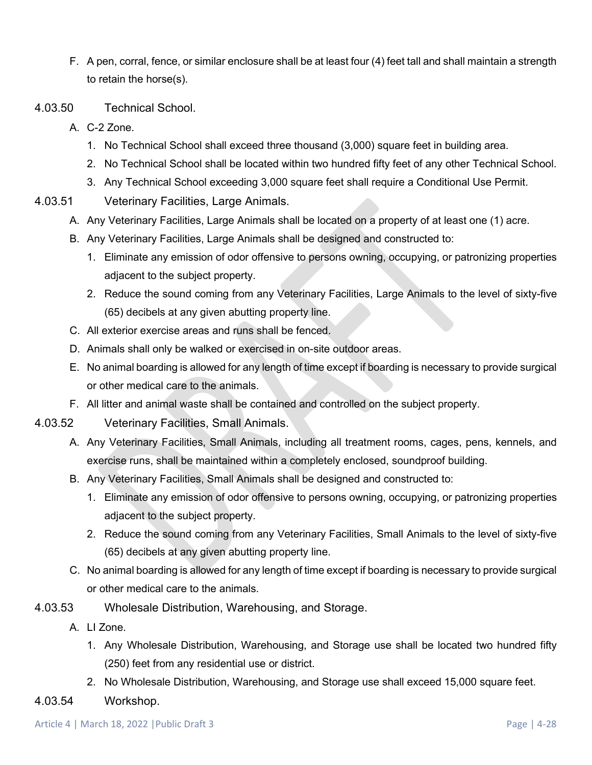F. A pen, corral, fence, or similar enclosure shall be at least four (4) feet tall and shall maintain a strength to retain the horse(s).

### 4.03.50 Technical School.

A. C-2 Zone.
   1. No Technical School shall exceed three thousand (3,000) square feet in building area.
   2. No Technical School shall be located within two hundred fifty feet of any other Technical School.
   3. Any Technical School exceeding 3,000 square feet shall require a Conditional Use Permit.

### 4.03.51 Veterinary Facilities, Large Animals.

A. Any Veterinary Facilities, Large Animals shall be located on a property of at least one (1) acre.

B. Any Veterinary Facilities, Large Animals shall be designed and constructed to:
   1. Eliminate any emission of odor offensive to persons owning, occupying, or patronizing properties adjacent to the subject property.
   2. Reduce the sound coming from any Veterinary Facilities, Large Animals to the level of sixty-five (65) decibels at any given abutting property line.

C. All exterior exercise areas and runs shall be fenced.

D. Animals shall only be walked or exercised in on-site outdoor areas.

E. No animal boarding is allowed for any length of time except if boarding is necessary to provide surgical or other medical care to the animals.

F. All litter and animal waste shall be contained and controlled on the subject property.

### 4.03.52 Veterinary Facilities, Small Animals.

A. Any Veterinary Facilities, Small Animals, including all treatment rooms, cages, pens, kennels, and exercise runs, shall be maintained within a completely enclosed, soundproof building.

B. Any Veterinary Facilities, Small Animals shall be designed and constructed to:
   1. Eliminate any emission of odor offensive to persons owning, occupying, or patronizing properties adjacent to the subject property.
   2. Reduce the sound coming from any Veterinary Facilities, Small Animals to the level of sixty-five (65) decibels at any given abutting property line.

C. No animal boarding is allowed for any length of time except if boarding is necessary to provide surgical or other medical care to the animals.

### 4.03.53 Wholesale Distribution, Warehousing, and Storage.

A. LI Zone.
   1. Any Wholesale Distribution, Warehousing, and Storage use shall be located two hundred fifty (250) feet from any residential use or district.
   2. No Wholesale Distribution, Warehousing, and Storage use shall exceed 15,000 square feet.

### 4.03.54 Workshop.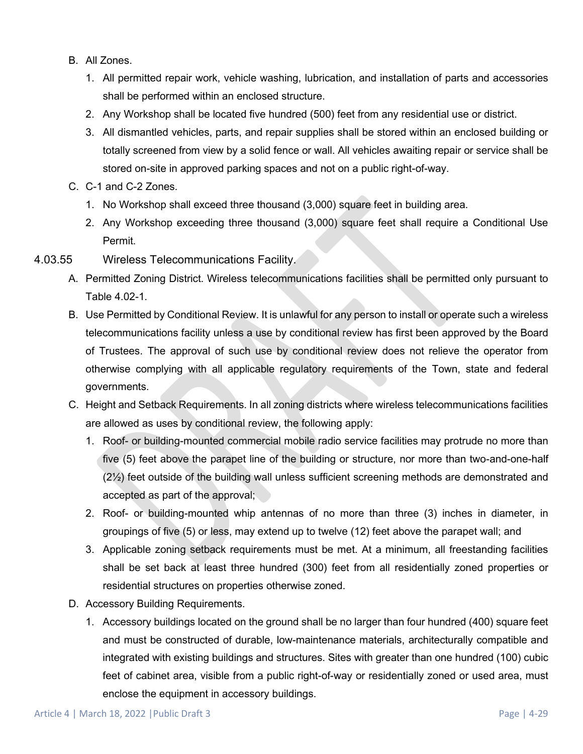B. All Zones.

1. All permitted repair work, vehicle washing, lubrication, and installation of parts and accessories shall be performed within an enclosed structure.
2. Any Workshop shall be located five hundred (500) feet from any residential use or district.
3. All dismantled vehicles, parts, and repair supplies shall be stored within an enclosed building or totally screened from view by a solid fence or wall. All vehicles awaiting repair or service shall be stored on-site in approved parking spaces and not on a public right-of-way.

C. C-1 and C-2 Zones.

1. No Workshop shall exceed three thousand (3,000) square feet in building area.
2. Any Workshop exceeding three thousand (3,000) square feet shall require a Conditional Use Permit.

### 4.03.55 Wireless Telecommunications Facility.

A. Permitted Zoning District. Wireless telecommunications facilities shall be permitted only pursuant to Table 4.02-1.

B. Use Permitted by Conditional Review. It is unlawful for any person to install or operate such a wireless telecommunications facility unless a use by conditional review has first been approved by the Board of Trustees. The approval of such use by conditional review does not relieve the operator from otherwise complying with all applicable regulatory requirements of the Town, state and federal governments.

C. Height and Setback Requirements. In all zoning districts where wireless telecommunications facilities are allowed as uses by conditional review, the following apply:

1. Roof- or building-mounted commercial mobile radio service facilities may protrude no more than five (5) feet above the parapet line of the building or structure, nor more than two-and-one-half (2½) feet outside of the building wall unless sufficient screening methods are demonstrated and accepted as part of the approval;
2. Roof- or building-mounted whip antennas of no more than three (3) inches in diameter, in groupings of five (5) or less, may extend up to twelve (12) feet above the parapet wall; and
3. Applicable zoning setback requirements must be met. At a minimum, all freestanding facilities shall be set back at least three hundred (300) feet from all residentially zoned properties or residential structures on properties otherwise zoned.

D. Accessory Building Requirements.

1. Accessory buildings located on the ground shall be no larger than four hundred (400) square feet and must be constructed of durable, low-maintenance materials, architecturally compatible and integrated with existing buildings and structures. Sites with greater than one hundred (100) cubic feet of cabinet area, visible from a public right-of-way or residentially zoned or used area, must enclose the equipment in accessory buildings.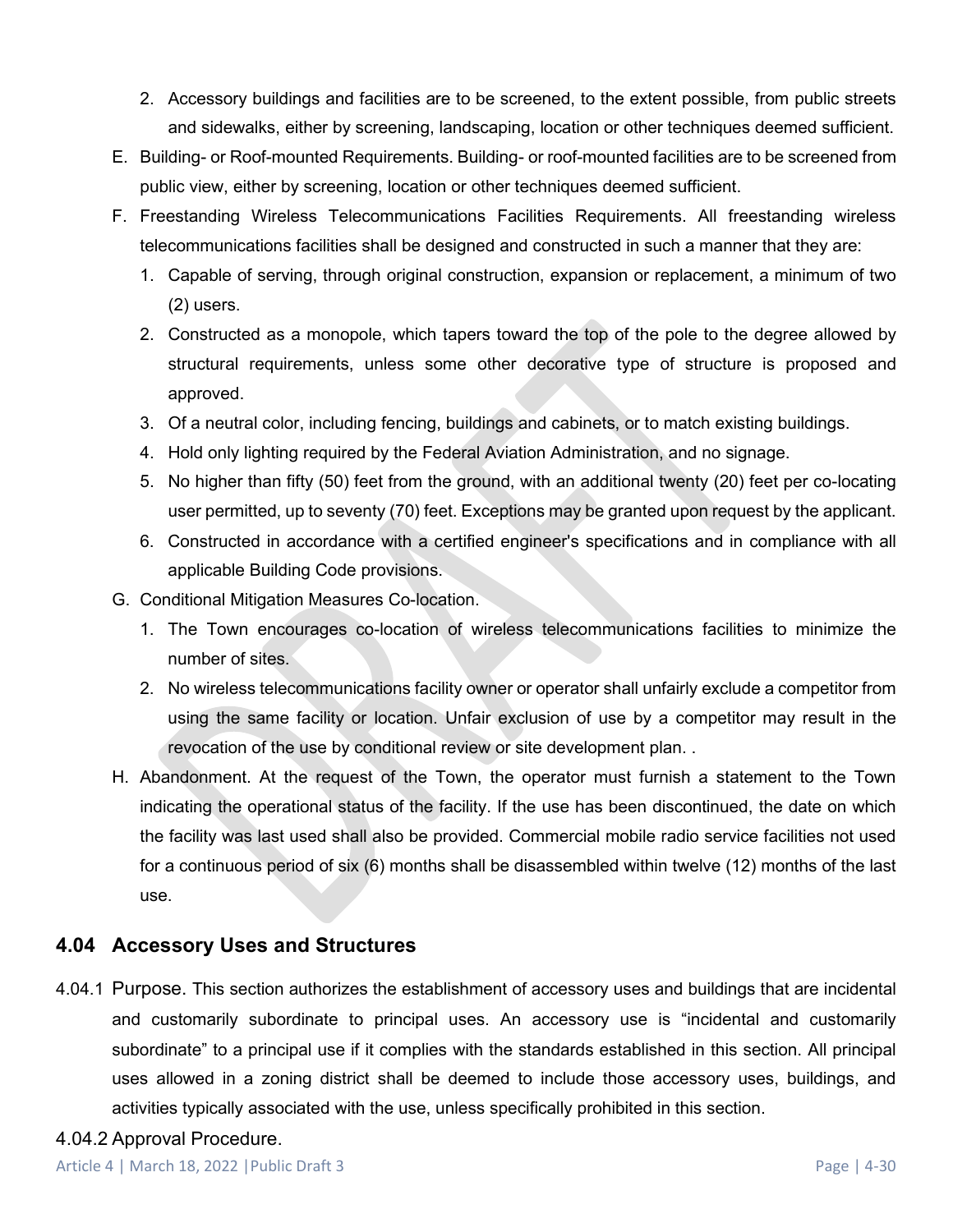2. Accessory buildings and facilities are to be screened, to the extent possible, from public streets and sidewalks, either by screening, landscaping, location or other techniques deemed sufficient.

E. Building- or Roof-mounted Requirements. Building- or roof-mounted facilities are to be screened from public view, either by screening, location or other techniques deemed sufficient.

F. Freestanding Wireless Telecommunications Facilities Requirements. All freestanding wireless telecommunications facilities shall be designed and constructed in such a manner that they are:

1. Capable of serving, through original construction, expansion or replacement, a minimum of two (2) users.
2. Constructed as a monopole, which tapers toward the top of the pole to the degree allowed by structural requirements, unless some other decorative type of structure is proposed and approved.
3. Of a neutral color, including fencing, buildings and cabinets, or to match existing buildings.
4. Hold only lighting required by the Federal Aviation Administration, and no signage.
5. No higher than fifty (50) feet from the ground, with an additional twenty (20) feet per co-locating user permitted, up to seventy (70) feet. Exceptions may be granted upon request by the applicant.
6. Constructed in accordance with a certified engineer's specifications and in compliance with all applicable Building Code provisions.

G. Conditional Mitigation Measures Co-location.

1. The Town encourages co-location of wireless telecommunications facilities to minimize the number of sites.
2. No wireless telecommunications facility owner or operator shall unfairly exclude a competitor from using the same facility or location. Unfair exclusion of use by a competitor may result in the revocation of the use by conditional review or site development plan. .

H. Abandonment. At the request of the Town, the operator must furnish a statement to the Town indicating the operational status of the facility. If the use has been discontinued, the date on which the facility was last used shall also be provided. Commercial mobile radio service facilities not used for a continuous period of six (6) months shall be disassembled within twelve (12) months of the last use.

## 4.04 Accessory Uses and Structures

4.04.1 Purpose. This section authorizes the establishment of accessory uses and buildings that are incidental and customarily subordinate to principal uses. An accessory use is "incidental and customarily subordinate" to a principal use if it complies with the standards established in this section. All principal uses allowed in a zoning district shall be deemed to include those accessory uses, buildings, and activities typically associated with the use, unless specifically prohibited in this section.

4.04.2 Approval Procedure.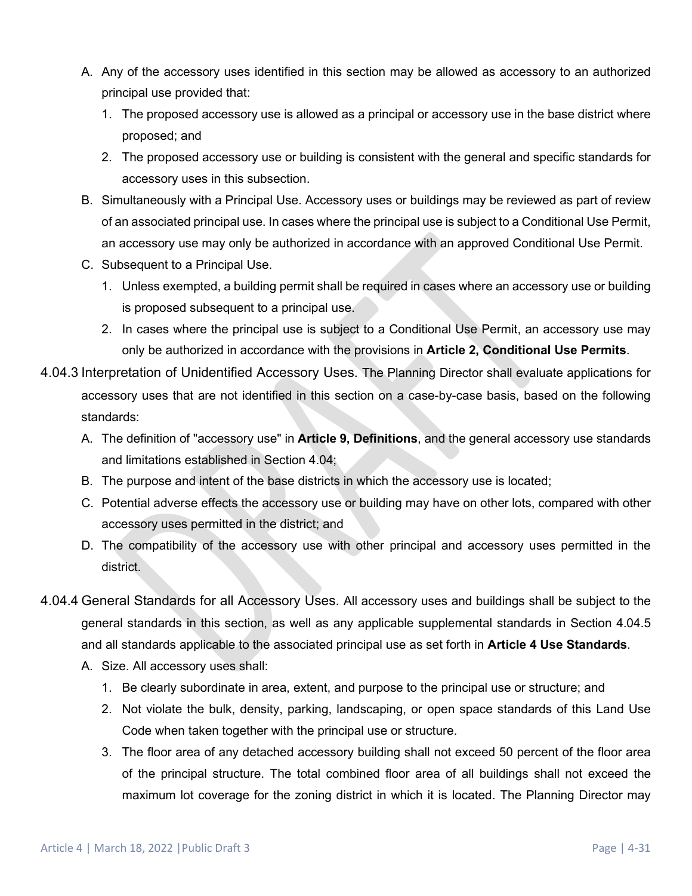A. Any of the accessory uses identified in this section may be allowed as accessory to an authorized principal use provided that:
   1. The proposed accessory use is allowed as a principal or accessory use in the base district where proposed; and
   2. The proposed accessory use or building is consistent with the general and specific standards for accessory uses in this subsection.

B. Simultaneously with a Principal Use. Accessory uses or buildings may be reviewed as part of review of an associated principal use. In cases where the principal use is subject to a Conditional Use Permit, an accessory use may only be authorized in accordance with an approved Conditional Use Permit.

C. Subsequent to a Principal Use.
   1. Unless exempted, a building permit shall be required in cases where an accessory use or building is proposed subsequent to a principal use.
   2. In cases where the principal use is subject to a Conditional Use Permit, an accessory use may only be authorized in accordance with the provisions in **Article 2, Conditional Use Permits**.

4.04.3 Interpretation of Unidentified Accessory Uses. The Planning Director shall evaluate applications for accessory uses that are not identified in this section on a case-by-case basis, based on the following standards:

A. The definition of "accessory use" in **Article 9, Definitions**, and the general accessory use standards and limitations established in Section 4.04;

B. The purpose and intent of the base districts in which the accessory use is located;

C. Potential adverse effects the accessory use or building may have on other lots, compared with other accessory uses permitted in the district; and

D. The compatibility of the accessory use with other principal and accessory uses permitted in the district.

4.04.4 General Standards for all Accessory Uses. All accessory uses and buildings shall be subject to the general standards in this section, as well as any applicable supplemental standards in Section 4.04.5 and all standards applicable to the associated principal use as set forth in **Article 4 Use Standards**.

A. Size. All accessory uses shall:
   1. Be clearly subordinate in area, extent, and purpose to the principal use or structure; and
   2. Not violate the bulk, density, parking, landscaping, or open space standards of this Land Use Code when taken together with the principal use or structure.
   3. The floor area of any detached accessory building shall not exceed 50 percent of the floor area of the principal structure. The total combined floor area of all buildings shall not exceed the maximum lot coverage for the zoning district in which it is located. The Planning Director may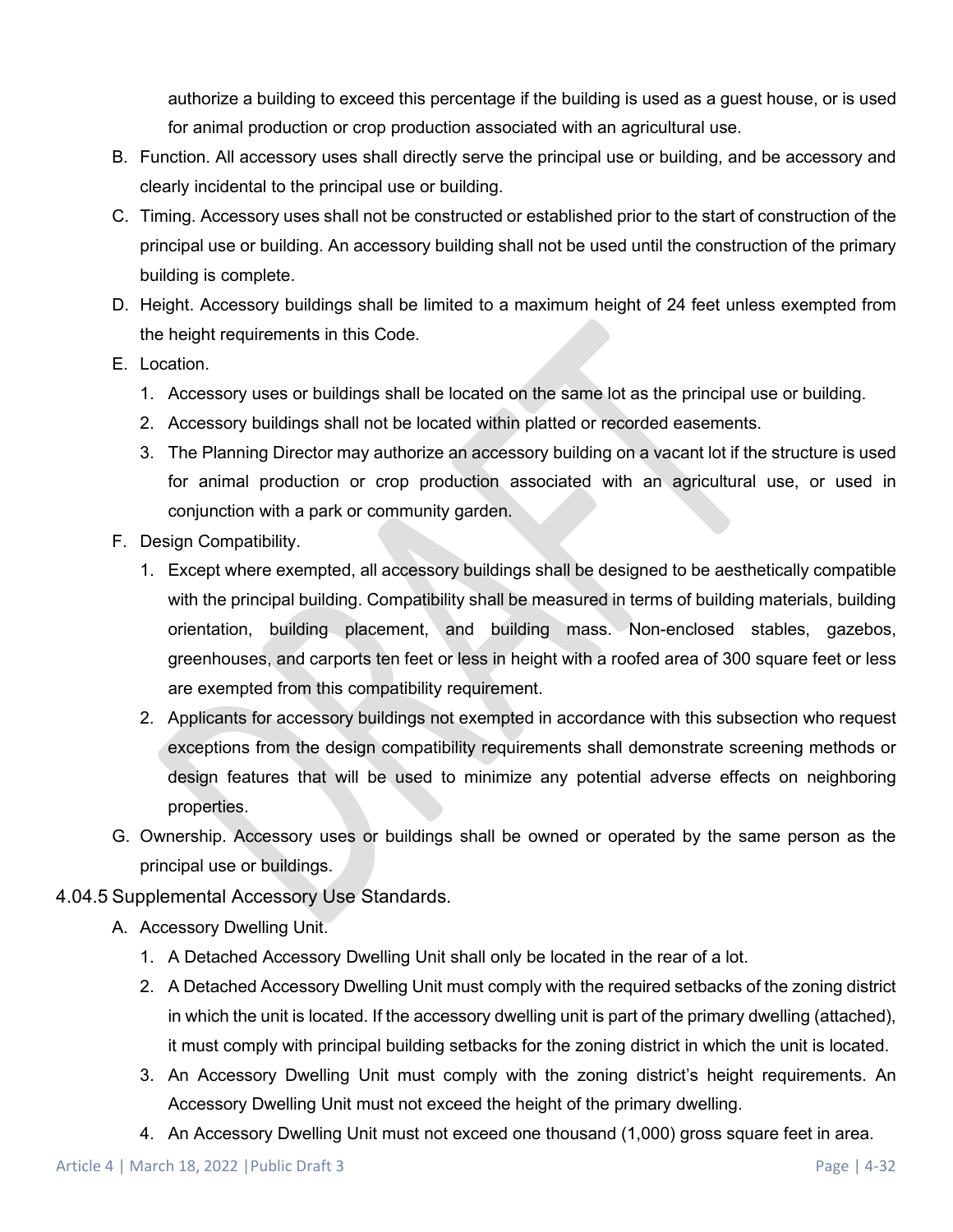authorize a building to exceed this percentage if the building is used as a guest house, or is used for animal production or crop production associated with an agricultural use.

B. Function. All accessory uses shall directly serve the principal use or building, and be accessory and clearly incidental to the principal use or building.

C. Timing. Accessory uses shall not be constructed or established prior to the start of construction of the principal use or building. An accessory building shall not be used until the construction of the primary building is complete.

D. Height. Accessory buildings shall be limited to a maximum height of 24 feet unless exempted from the height requirements in this Code.

E. Location.

1. Accessory uses or buildings shall be located on the same lot as the principal use or building.
2. Accessory buildings shall not be located within platted or recorded easements.
3. The Planning Director may authorize an accessory building on a vacant lot if the structure is used for animal production or crop production associated with an agricultural use, or used in conjunction with a park or community garden.

F. Design Compatibility.

1. Except where exempted, all accessory buildings shall be designed to be aesthetically compatible with the principal building. Compatibility shall be measured in terms of building materials, building orientation, building placement, and building mass. Non-enclosed stables, gazebos, greenhouses, and carports ten feet or less in height with a roofed area of 300 square feet or less are exempted from this compatibility requirement.
2. Applicants for accessory buildings not exempted in accordance with this subsection who request exceptions from the design compatibility requirements shall demonstrate screening methods or design features that will be used to minimize any potential adverse effects on neighboring properties.

G. Ownership. Accessory uses or buildings shall be owned or operated by the same person as the principal use or buildings.

## 4.04.5 Supplemental Accessory Use Standards.

A. Accessory Dwelling Unit.

1. A Detached Accessory Dwelling Unit shall only be located in the rear of a lot.
2. A Detached Accessory Dwelling Unit must comply with the required setbacks of the zoning district in which the unit is located. If the accessory dwelling unit is part of the primary dwelling (attached), it must comply with principal building setbacks for the zoning district in which the unit is located.
3. An Accessory Dwelling Unit must comply with the zoning district's height requirements. An Accessory Dwelling Unit must not exceed the height of the primary dwelling.
4. An Accessory Dwelling Unit must not exceed one thousand (1,000) gross square feet in area.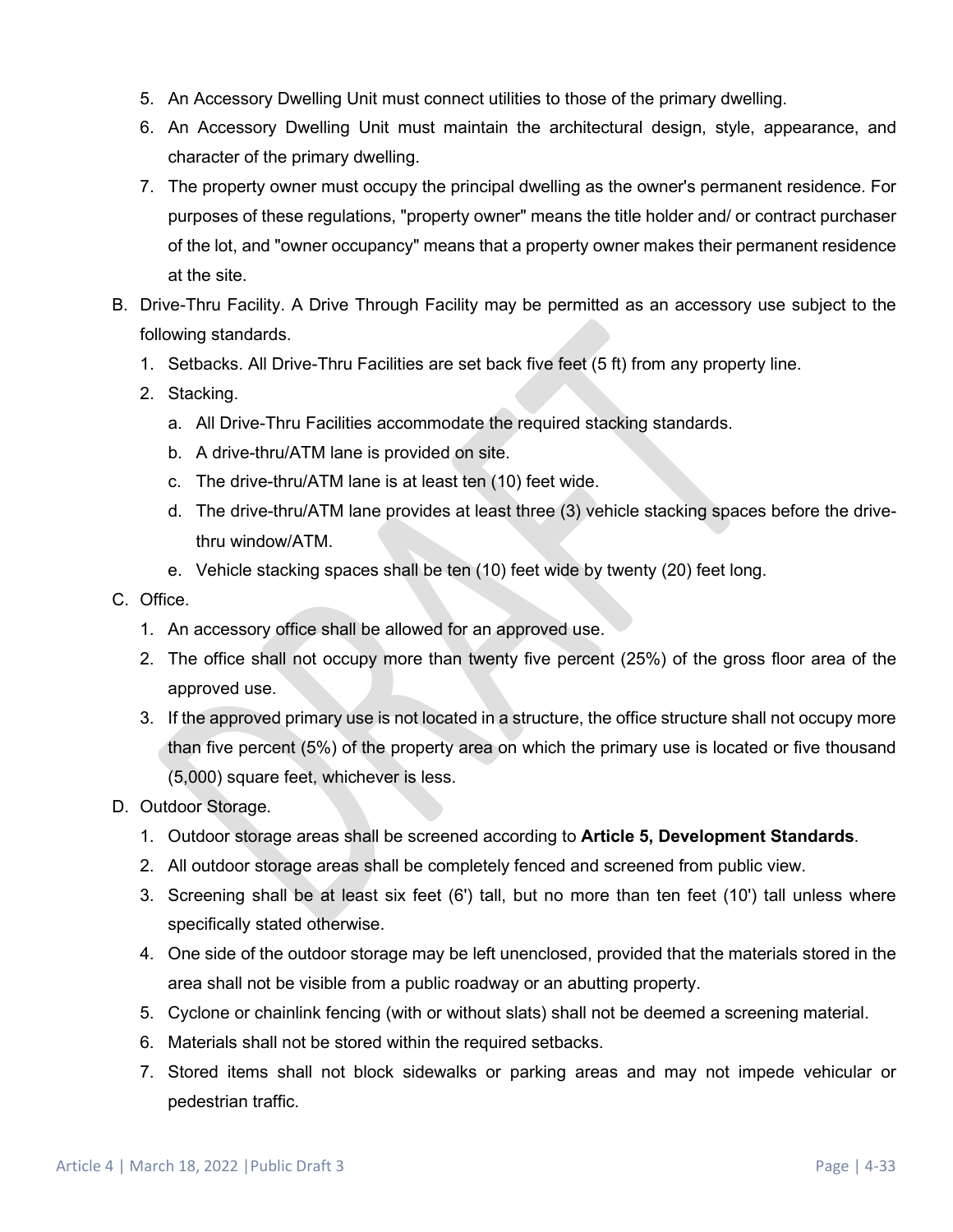5. An Accessory Dwelling Unit must connect utilities to those of the primary dwelling.
6. An Accessory Dwelling Unit must maintain the architectural design, style, appearance, and character of the primary dwelling.
7. The property owner must occupy the principal dwelling as the owner's permanent residence. For purposes of these regulations, "property owner" means the title holder and/ or contract purchaser of the lot, and "owner occupancy" means that a property owner makes their permanent residence at the site.

B. Drive-Thru Facility. A Drive Through Facility may be permitted as an accessory use subject to the following standards.

1. Setbacks. All Drive-Thru Facilities are set back five feet (5 ft) from any property line.
2. Stacking.
   a. All Drive-Thru Facilities accommodate the required stacking standards.
   b. A drive-thru/ATM lane is provided on site.
   c. The drive-thru/ATM lane is at least ten (10) feet wide.
   d. The drive-thru/ATM lane provides at least three (3) vehicle stacking spaces before the drive-thru window/ATM.
   e. Vehicle stacking spaces shall be ten (10) feet wide by twenty (20) feet long.

C. Office.

1. An accessory office shall be allowed for an approved use.
2. The office shall not occupy more than twenty five percent (25%) of the gross floor area of the approved use.
3. If the approved primary use is not located in a structure, the office structure shall not occupy more than five percent (5%) of the property area on which the primary use is located or five thousand (5,000) square feet, whichever is less.

D. Outdoor Storage.

1. Outdoor storage areas shall be screened according to **Article 5, Development Standards**.
2. All outdoor storage areas shall be completely fenced and screened from public view.
3. Screening shall be at least six feet (6') tall, but no more than ten feet (10') tall unless where specifically stated otherwise.
4. One side of the outdoor storage may be left unenclosed, provided that the materials stored in the area shall not be visible from a public roadway or an abutting property.
5. Cyclone or chainlink fencing (with or without slats) shall not be deemed a screening material.
6. Materials shall not be stored within the required setbacks.
7. Stored items shall not block sidewalks or parking areas and may not impede vehicular or pedestrian traffic.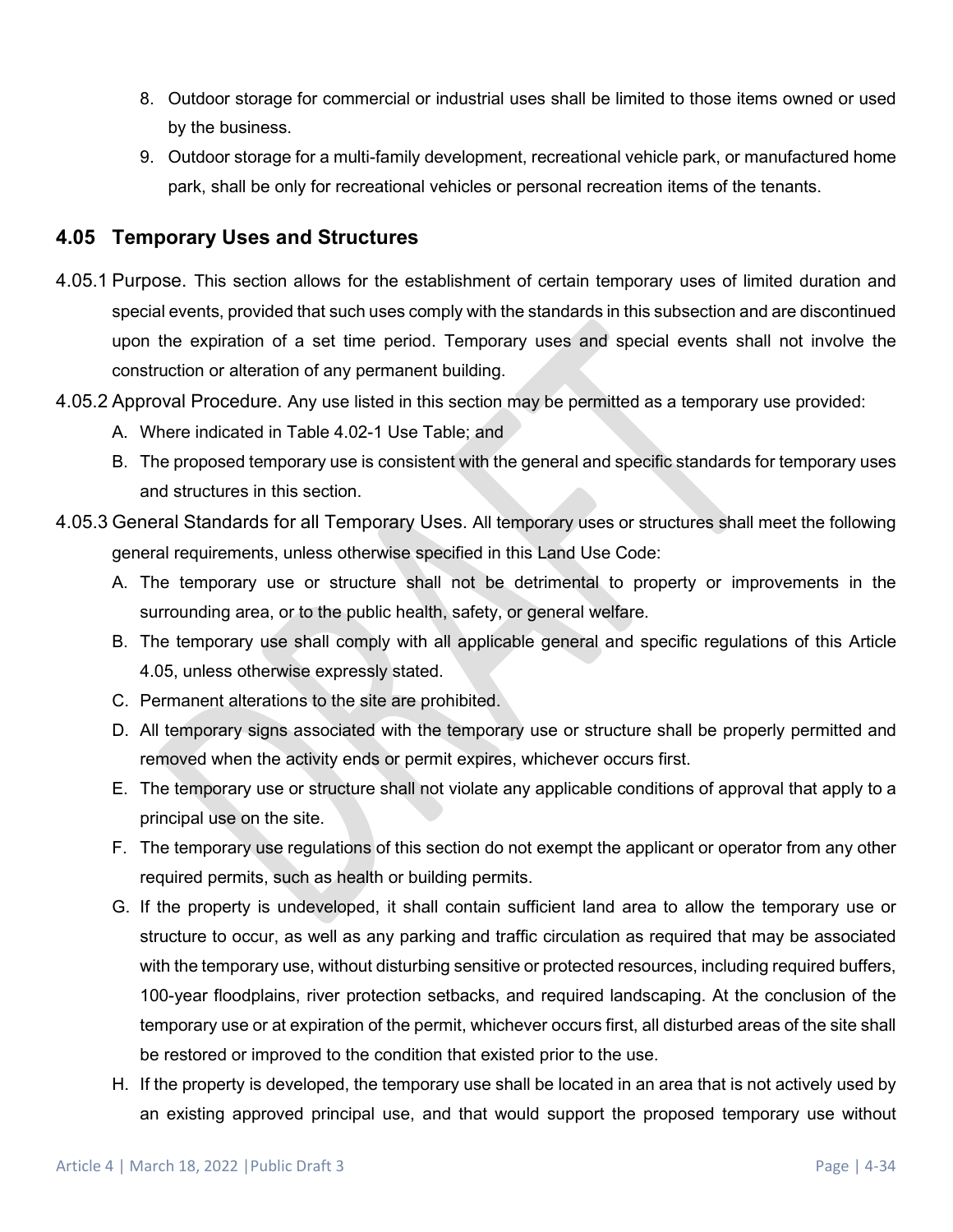8. Outdoor storage for commercial or industrial uses shall be limited to those items owned or used by the business.
9. Outdoor storage for a multi-family development, recreational vehicle park, or manufactured home park, shall be only for recreational vehicles or personal recreation items of the tenants.

## 4.05 Temporary Uses and Structures

4.05.1 Purpose. This section allows for the establishment of certain temporary uses of limited duration and special events, provided that such uses comply with the standards in this subsection and are discontinued upon the expiration of a set time period. Temporary uses and special events shall not involve the construction or alteration of any permanent building.

4.05.2 Approval Procedure. Any use listed in this section may be permitted as a temporary use provided:

A. Where indicated in Table 4.02-1 Use Table; and
B. The proposed temporary use is consistent with the general and specific standards for temporary uses and structures in this section.

4.05.3 General Standards for all Temporary Uses. All temporary uses or structures shall meet the following general requirements, unless otherwise specified in this Land Use Code:

A. The temporary use or structure shall not be detrimental to property or improvements in the surrounding area, or to the public health, safety, or general welfare.
B. The temporary use shall comply with all applicable general and specific regulations of this Article 4.05, unless otherwise expressly stated.
C. Permanent alterations to the site are prohibited.
D. All temporary signs associated with the temporary use or structure shall be properly permitted and removed when the activity ends or permit expires, whichever occurs first.
E. The temporary use or structure shall not violate any applicable conditions of approval that apply to a principal use on the site.
F. The temporary use regulations of this section do not exempt the applicant or operator from any other required permits, such as health or building permits.
G. If the property is undeveloped, it shall contain sufficient land area to allow the temporary use or structure to occur, as well as any parking and traffic circulation as required that may be associated with the temporary use, without disturbing sensitive or protected resources, including required buffers, 100-year floodplains, river protection setbacks, and required landscaping. At the conclusion of the temporary use or at expiration of the permit, whichever occurs first, all disturbed areas of the site shall be restored or improved to the condition that existed prior to the use.
H. If the property is developed, the temporary use shall be located in an area that is not actively used by an existing approved principal use, and that would support the proposed temporary use without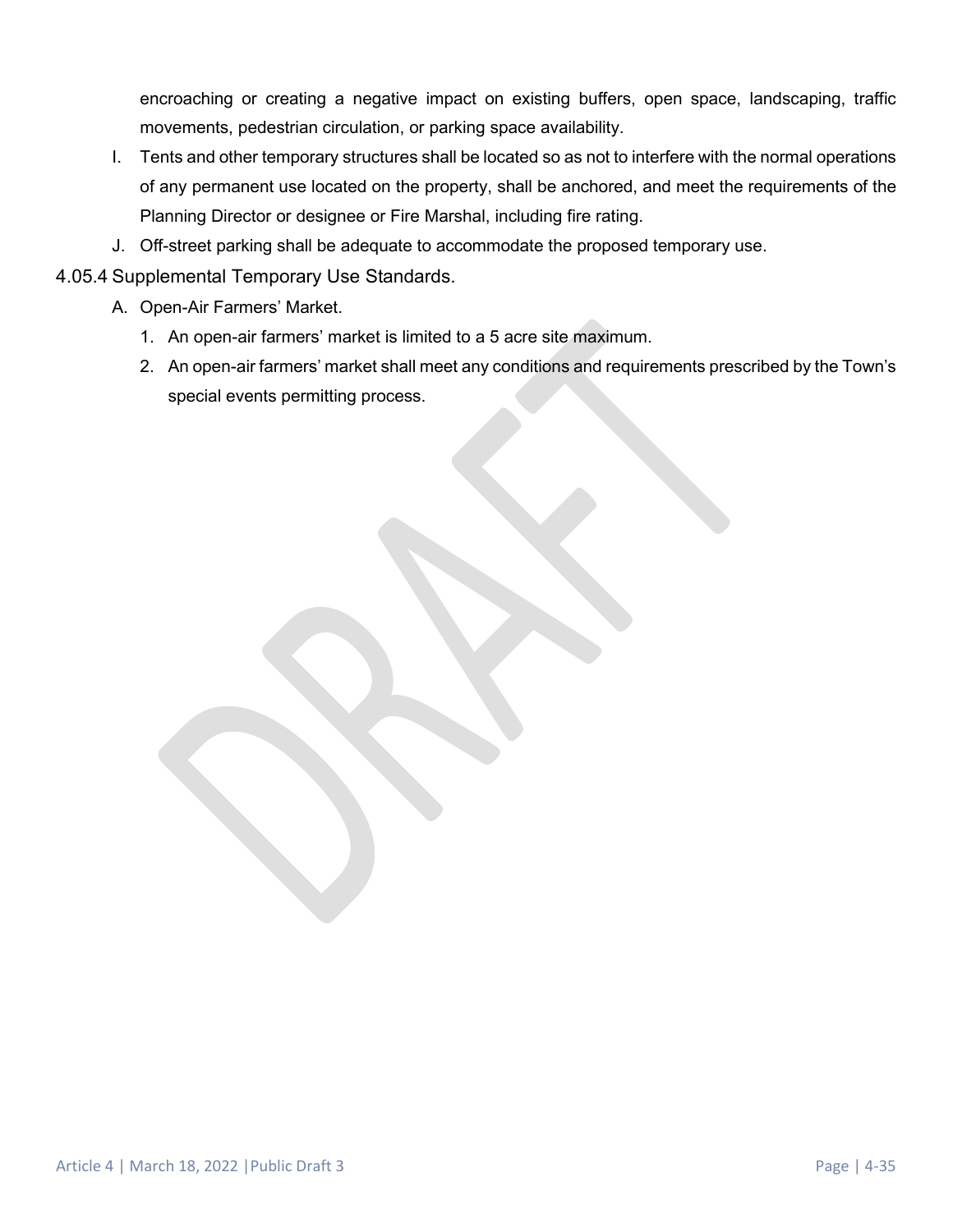encroaching or creating a negative impact on existing buffers, open space, landscaping, traffic movements, pedestrian circulation, or parking space availability.

I. Tents and other temporary structures shall be located so as not to interfere with the normal operations of any permanent use located on the property, shall be anchored, and meet the requirements of the Planning Director or designee or Fire Marshal, including fire rating.

J. Off-street parking shall be adequate to accommodate the proposed temporary use.

### 4.05.4 Supplemental Temporary Use Standards.

A. Open-Air Farmers' Market.

1. An open-air farmers' market is limited to a 5 acre site maximum.
2. An open-air farmers' market shall meet any conditions and requirements prescribed by the Town's special events permitting process.